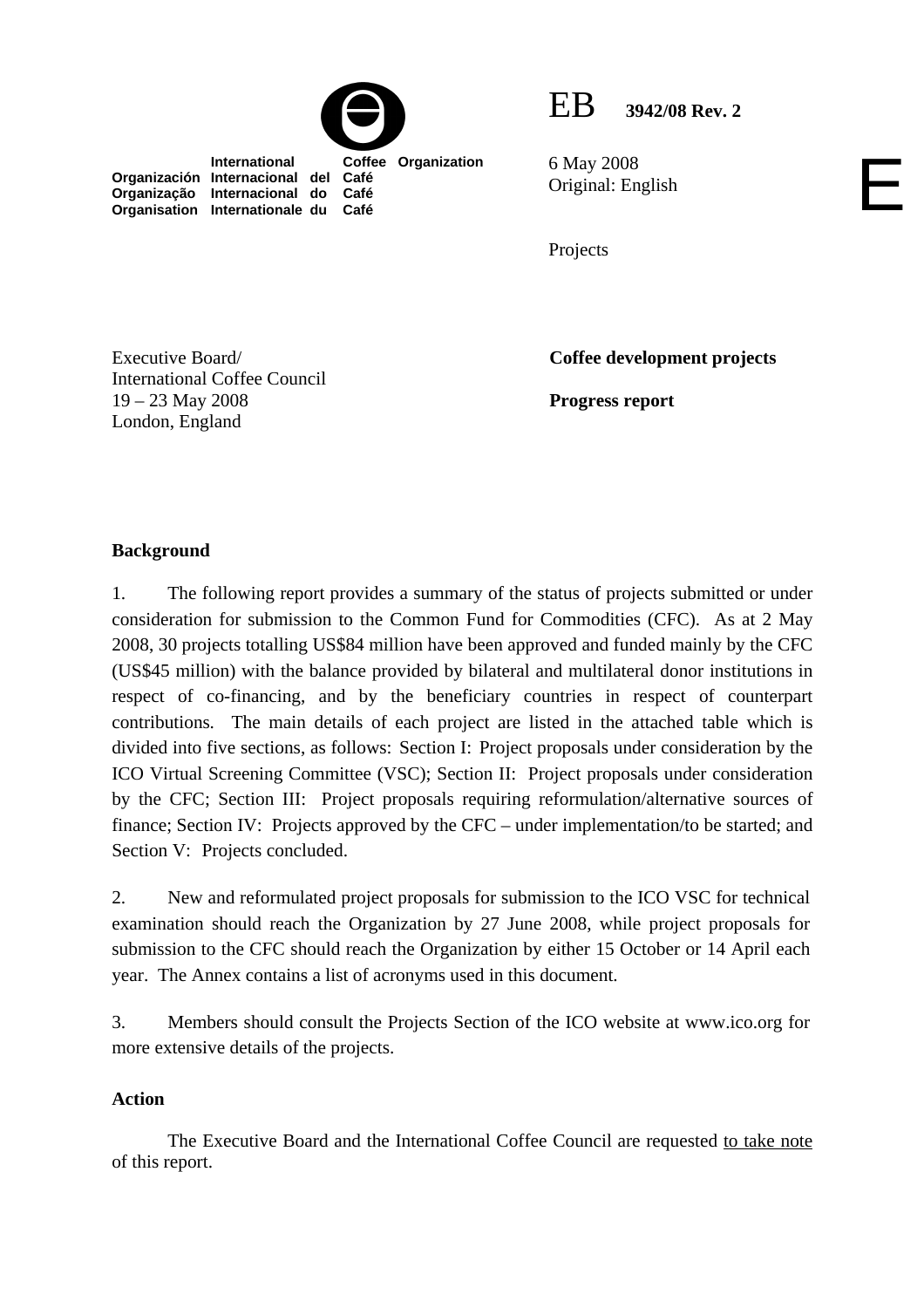International Coffee Organization
Organización Internacional del Café
Organização Internacional do Café
Organisation Internationale du Café

EB 3942/08 Rev. 2

6 May 2008
Original: English

E

Projects

Executive Board/
International Coffee Council
19 – 23 May 2008
London, England

**Coffee development projects**

**Progress report**

**Background**

1. The following report provides a summary of the status of projects submitted or under consideration for submission to the Common Fund for Commodities (CFC). As at 2 May 2008, 30 projects totalling US$84 million have been approved and funded mainly by the CFC (US$45 million) with the balance provided by bilateral and multilateral donor institutions in respect of co-financing, and by the beneficiary countries in respect of counterpart contributions. The main details of each project are listed in the attached table which is divided into five sections, as follows: Section I: Project proposals under consideration by the ICO Virtual Screening Committee (VSC); Section II: Project proposals under consideration by the CFC; Section III: Project proposals requiring reformulation/alternative sources of finance; Section IV: Projects approved by the CFC – under implementation/to be started; and Section V: Projects concluded.

2. New and reformulated project proposals for submission to the ICO VSC for technical examination should reach the Organization by 27 June 2008, while project proposals for submission to the CFC should reach the Organization by either 15 October or 14 April each year. The Annex contains a list of acronyms used in this document.

3. Members should consult the Projects Section of the ICO website at www.ico.org for more extensive details of the projects.

**Action**

The Executive Board and the International Coffee Council are requested to take note of this report.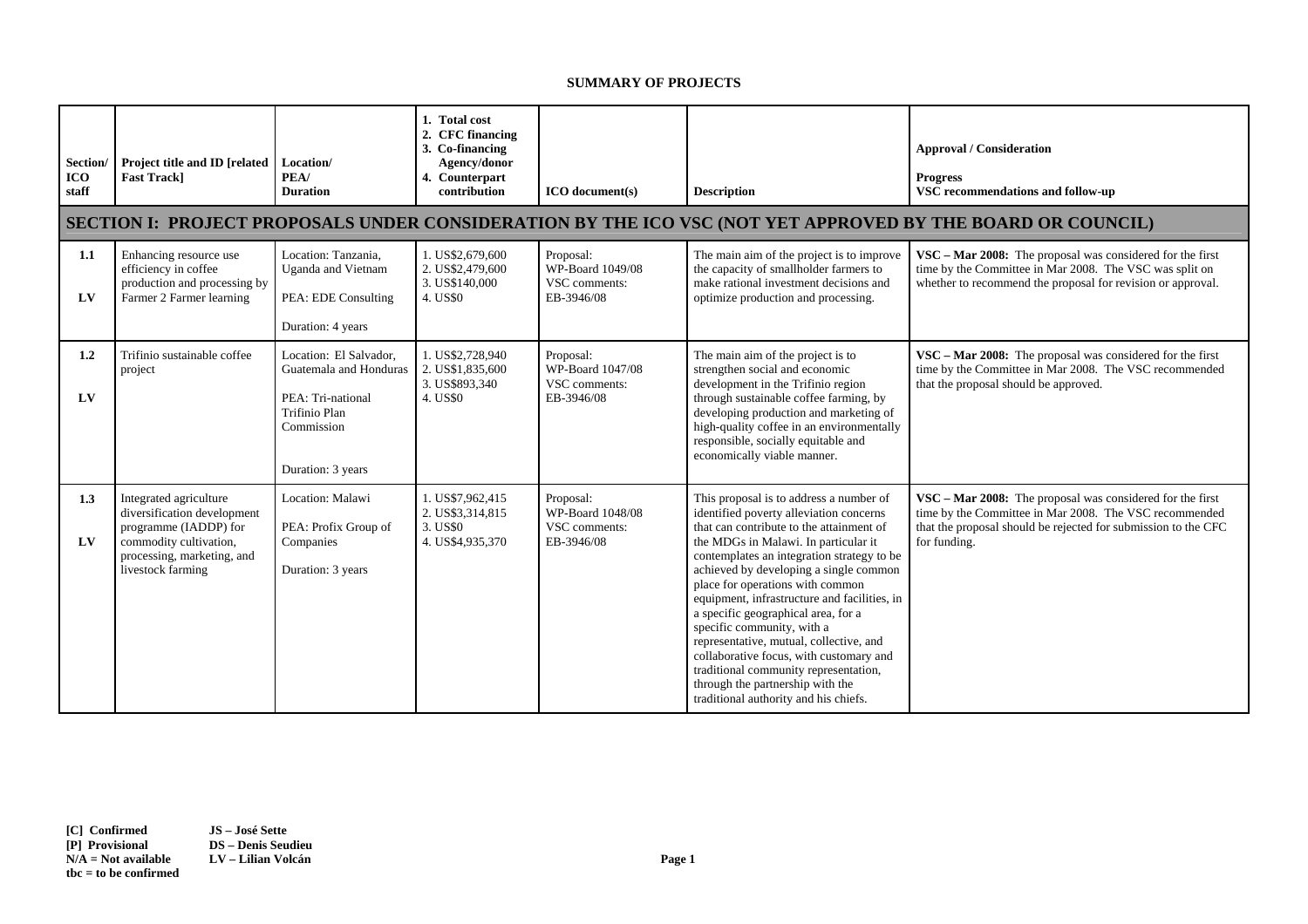**SUMMARY OF PROJECTS**

| Section/ ICO staff | Project title and ID [related Fast Track] | Location/ PEA/ Duration | 1. Total cost 2. CFC financing 3. Co-financing Agency/donor 4. Counterpart contribution | ICO document(s) | Description | Approval / Consideration Progress VSC recommendations and follow-up |
|---|---|---|---|---|---|---|
| **SECTION I: PROJECT PROPOSALS UNDER CONSIDERATION BY THE ICO VSC (NOT YET APPROVED BY THE BOARD OR COUNCIL)** | | | | | | |
| **1.1** **LV** | Enhancing resource use efficiency in coffee production and processing by Farmer 2 Farmer learning | Location: Tanzania, Uganda and Vietnam PEA: EDE Consulting Duration: 4 years | 1. US$2,679,600 2. US$2,479,600 3. US$140,000 4. US$0 | Proposal: WP-Board 1049/08 VSC comments: EB-3946/08 | The main aim of the project is to improve the capacity of smallholder farmers to make rational investment decisions and optimize production and processing. | **VSC – Mar 2008:** The proposal was considered for the first time by the Committee in Mar 2008. The VSC was split on whether to recommend the proposal for revision or approval. |
| **1.2** **LV** | Trifinio sustainable coffee project | Location: El Salvador, Guatemala and Honduras PEA: Tri-national Trifinio Plan Commission Duration: 3 years | 1. US$2,728,940 2. US$1,835,600 3. US$893,340 4. US$0 | Proposal: WP-Board 1047/08 VSC comments: EB-3946/08 | The main aim of the project is to strengthen social and economic development in the Trifinio region through sustainable coffee farming, by developing production and marketing of high-quality coffee in an environmentally responsible, socially equitable and economically viable manner. | **VSC – Mar 2008:** The proposal was considered for the first time by the Committee in Mar 2008. The VSC recommended that the proposal should be approved. |
| **1.3** **LV** | Integrated agriculture diversification development programme (IADDP) for commodity cultivation, processing, marketing, and livestock farming | Location: Malawi PEA: Profix Group of Companies Duration: 3 years | 1. US$7,962,415 2. US$3,314,815 3. US$0 4. US$4,935,370 | Proposal: WP-Board 1048/08 VSC comments: EB-3946/08 | This proposal is to address a number of identified poverty alleviation concerns that can contribute to the attainment of the MDGs in Malawi. In particular it contemplates an integration strategy to be achieved by developing a single common place for operations with common equipment, infrastructure and facilities, in a specific geographical area, for a specific community, with a representative, mutual, collective, and collaborative focus, with customary and traditional community representation, through the partnership with the traditional authority and his chiefs. | **VSC – Mar 2008:** The proposal was considered for the first time by the Committee in Mar 2008. The VSC recommended that the proposal should be rejected for submission to the CFC for funding. |

**[C] Confirmed**
**[P] Provisional**
**N/A = Not available**
**tbc = to be confirmed**

**JS – José Sette**
**DS – Denis Seudieu**
**LV – Lilian Volcán**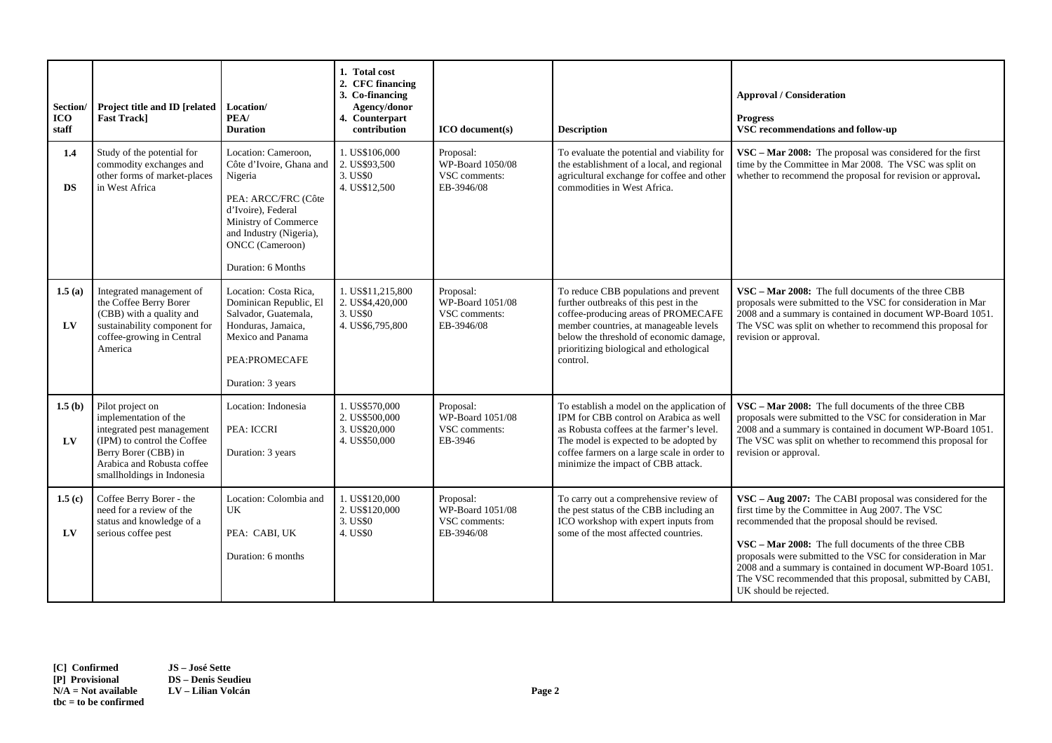| Section/ ICO staff | Project title and ID [related Fast Track] | Location/ PEA/ Duration | 1. Total cost 2. CFC financing 3. Co-financing Agency/donor 4. Counterpart contribution | ICO document(s) | Description | Approval / Consideration Progress VSC recommendations and follow-up |
|---|---|---|---|---|---|---|
| **1.4** **DS** | Study of the potential for commodity exchanges and other forms of market-places in West Africa | Location: Cameroon, Côte d'Ivoire, Ghana and Nigeria PEA: ARCC/FRC (Côte d'Ivoire), Federal Ministry of Commerce and Industry (Nigeria), ONCC (Cameroon) Duration: 6 Months | 1. US$106,000 2. US$93,500 3. US$0 4. US$12,500 | Proposal: WP-Board 1050/08 VSC comments: EB-3946/08 | To evaluate the potential and viability for the establishment of a local, and regional agricultural exchange for coffee and other commodities in West Africa. | **VSC – Mar 2008:** The proposal was considered for the first time by the Committee in Mar 2008. The VSC was split on whether to recommend the proposal for revision or approval**.** |
| **1.5 (a)** **LV** | Integrated management of the Coffee Berry Borer (CBB) with a quality and sustainability component for coffee-growing in Central America | Location: Costa Rica, Dominican Republic, El Salvador, Guatemala, Honduras, Jamaica, Mexico and Panama PEA:PROMECAFE Duration: 3 years | 1. US$11,215,800 2. US$4,420,000 3. US$0 4. US$6,795,800 | Proposal: WP-Board 1051/08 VSC comments: EB-3946/08 | To reduce CBB populations and prevent further outbreaks of this pest in the coffee-producing areas of PROMECAFE member countries, at manageable levels below the threshold of economic damage, prioritizing biological and ethological control. | **VSC – Mar 2008:** The full documents of the three CBB proposals were submitted to the VSC for consideration in Mar 2008 and a summary is contained in document WP-Board 1051. The VSC was split on whether to recommend this proposal for revision or approval. |
| **1.5 (b)** **LV** | Pilot project on implementation of the integrated pest management (IPM) to control the Coffee Berry Borer (CBB) in Arabica and Robusta coffee smallholdings in Indonesia | Location: Indonesia PEA: ICCRI Duration: 3 years | 1. US$570,000 2. US$500,000 3. US$20,000 4. US$50,000 | Proposal: WP-Board 1051/08 VSC comments: EB-3946 | To establish a model on the application of IPM for CBB control on Arabica as well as Robusta coffees at the farmer's level. The model is expected to be adopted by coffee farmers on a large scale in order to minimize the impact of CBB attack. | **VSC – Mar 2008:** The full documents of the three CBB proposals were submitted to the VSC for consideration in Mar 2008 and a summary is contained in document WP-Board 1051. The VSC was split on whether to recommend this proposal for revision or approval. |
| **1.5 (c)** **LV** | Coffee Berry Borer - the need for a review of the status and knowledge of a serious coffee pest | Location: Colombia and UK PEA: CABI, UK Duration: 6 months | 1. US$120,000 2. US$120,000 3. US$0 4. US$0 | Proposal: WP-Board 1051/08 VSC comments: EB-3946/08 | To carry out a comprehensive review of the pest status of the CBB including an ICO workshop with expert inputs from some of the most affected countries. | **VSC – Aug 2007:** The CABI proposal was considered for the first time by the Committee in Aug 2007. The VSC recommended that the proposal should be revised. **VSC – Mar 2008:** The full documents of the three CBB proposals were submitted to the VSC for consideration in Mar 2008 and a summary is contained in document WP-Board 1051. The VSC recommended that this proposal, submitted by CABI, UK should be rejected. |

**[C] Confirmed** **JS – José Sette**
**[P] Provisional** **DS – Denis Seudieu**
**N/A = Not available** **LV – Lilian Volcán**
**tbc = to be confirmed**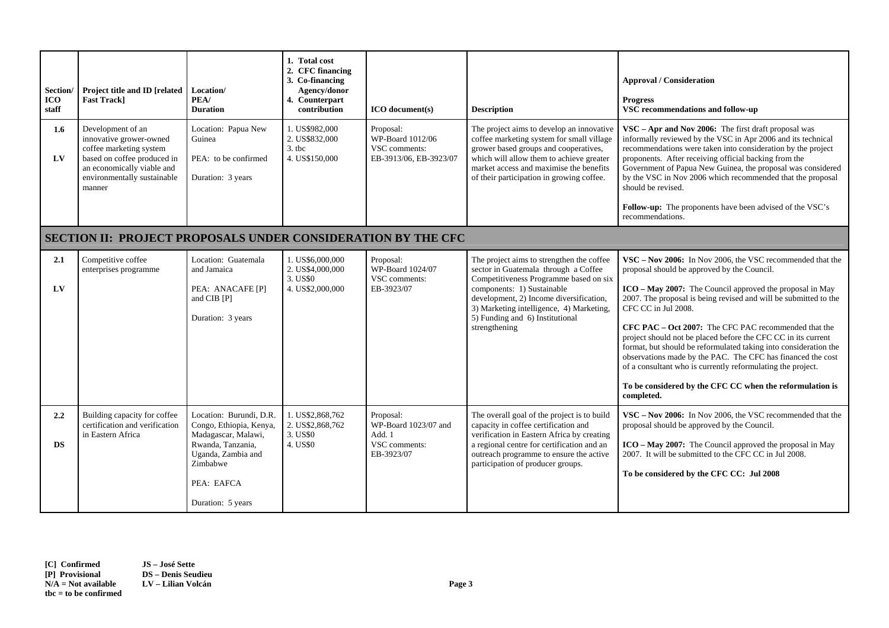| Section/ ICO staff | Project title and ID [related Fast Track] | Location/ PEA/ Duration | 1. Total cost 2. CFC financing 3. Co-financing Agency/donor 4. Counterpart contribution | ICO document(s) | Description | Approval / Consideration Progress VSC recommendations and follow-up |
|---|---|---|---|---|---|---|
| **1.6** **LV** | Development of an innovative grower-owned coffee marketing system based on coffee produced in an economically viable and environmentally sustainable manner | Location: Papua New Guinea PEA: to be confirmed Duration: 3 years | 1. US$982,000 2. US$832,000 3. tbc 4. US$150,000 | Proposal: WP-Board 1012/06 VSC comments: EB-3913/06, EB-3923/07 | The project aims to develop an innovative coffee marketing system for small village grower based groups and cooperatives, which will allow them to achieve greater market access and maximise the benefits of their participation in growing coffee. | **VSC – Apr and Nov 2006:** The first draft proposal was informally reviewed by the VSC in Apr 2006 and its technical recommendations were taken into consideration by the project proponents. After receiving official backing from the Government of Papua New Guinea, the proposal was considered by the VSC in Nov 2006 which recommended that the proposal should be revised. **Follow-up:** The proponents have been advised of the VSC's recommendations. |
| **SECTION II: PROJECT PROPOSALS UNDER CONSIDERATION BY THE CFC** | | | | | | |
| **2.1** **LV** | Competitive coffee enterprises programme | Location: Guatemala and Jamaica PEA: ANACAFE [P] and CIB [P] Duration: 3 years | 1. US$6,000,000 2. US$4,000,000 3. US$0 4. US$2,000,000 | Proposal: WP-Board 1024/07 VSC comments: EB-3923/07 | The project aims to strengthen the coffee sector in Guatemala through a Coffee Competitiveness Programme based on six components: 1) Sustainable development, 2) Income diversification, 3) Marketing intelligence, 4) Marketing, 5) Funding and 6) Institutional strengthening | **VSC – Nov 2006:** In Nov 2006, the VSC recommended that the proposal should be approved by the Council. **ICO – May 2007:** The Council approved the proposal in May 2007. The proposal is being revised and will be submitted to the CFC CC in Jul 2008. **CFC PAC – Oct 2007:** The CFC PAC recommended that the project should not be placed before the CFC CC in its current format, but should be reformulated taking into consideration the observations made by the PAC. The CFC has financed the cost of a consultant who is currently reformulating the project. **To be considered by the CFC CC when the reformulation is completed.** |
| **2.2** **DS** | Building capacity for coffee certification and verification in Eastern Africa | Location: Burundi, D.R. Congo, Ethiopia, Kenya, Madagascar, Malawi, Rwanda, Tanzania, Uganda, Zambia and Zimbabwe PEA: EAFCA Duration: 5 years | 1. US$2,868,762 2. US$2,868,762 3. US$0 4. US$0 | Proposal: WP-Board 1023/07 and Add. 1 VSC comments: EB-3923/07 | The overall goal of the project is to build capacity in coffee certification and verification in Eastern Africa by creating a regional centre for certification and an outreach programme to ensure the active participation of producer groups. | **VSC – Nov 2006:** In Nov 2006, the VSC recommended that the proposal should be approved by the Council. **ICO – May 2007:** The Council approved the proposal in May 2007. It will be submitted to the CFC CC in Jul 2008. **To be considered by the CFC CC: Jul 2008** |

**[C] Confirmed**
**[P] Provisional**
**N/A = Not available**
**tbc = to be confirmed**

**JS – José Sette**
**DS – Denis Seudieu**
**LV – Lilian Volcán**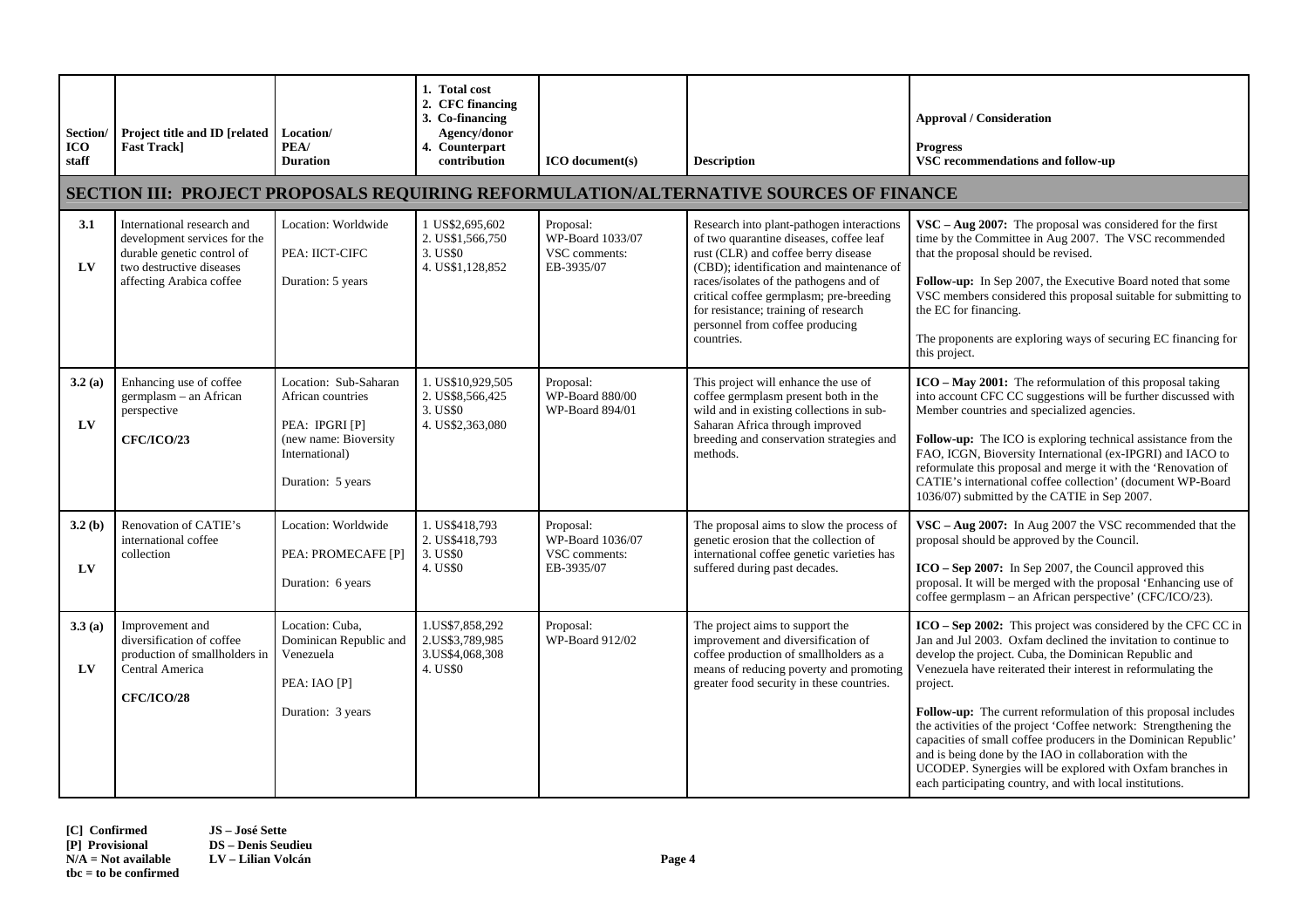| Section/ ICO staff | Project title and ID [related Fast Track] | Location/ PEA/ Duration | 1. Total cost 2. CFC financing 3. Co-financing Agency/donor 4. Counterpart contribution | ICO document(s) | Description | Approval / Consideration Progress VSC recommendations and follow-up |
|---|---|---|---|---|---|---|
| **SECTION III: PROJECT PROPOSALS REQUIRING REFORMULATION/ALTERNATIVE SOURCES OF FINANCE** | | | | | | |
| **3.1** **LV** | International research and development services for the durable genetic control of two destructive diseases affecting Arabica coffee | Location: Worldwide PEA: IICT-CIFC Duration: 5 years | 1 US$2,695,602 2. US$1,566,750 3. US$0 4. US$1,128,852 | Proposal: WP-Board 1033/07 VSC comments: EB-3935/07 | Research into plant-pathogen interactions of two quarantine diseases, coffee leaf rust (CLR) and coffee berry disease (CBD); identification and maintenance of races/isolates of the pathogens and of critical coffee germplasm; pre-breeding for resistance; training of research personnel from coffee producing countries. | **VSC – Aug 2007:** The proposal was considered for the first time by the Committee in Aug 2007. The VSC recommended that the proposal should be revised. **Follow-up:** In Sep 2007, the Executive Board noted that some VSC members considered this proposal suitable for submitting to the EC for financing. The proponents are exploring ways of securing EC financing for this project. |
| **3.2 (a)** **LV** | Enhancing use of coffee germplasm – an African perspective **CFC/ICO/23** | Location: Sub-Saharan African countries PEA: IPGRI [P] (new name: Bioversity International) Duration: 5 years | 1. US$10,929,505 2. US$8,566,425 3. US$0 4. US$2,363,080 | Proposal: WP-Board 880/00 WP-Board 894/01 | This project will enhance the use of coffee germplasm present both in the wild and in existing collections in sub-Saharan Africa through improved breeding and conservation strategies and methods. | **ICO – May 2001:** The reformulation of this proposal taking into account CFC CC suggestions will be further discussed with Member countries and specialized agencies. **Follow-up:** The ICO is exploring technical assistance from the FAO, ICGN, Bioversity International (ex-IPGRI) and IACO to reformulate this proposal and merge it with the 'Renovation of CATIE's international coffee collection' (document WP-Board 1036/07) submitted by the CATIE in Sep 2007. |
| **3.2 (b)** **LV** | Renovation of CATIE's international coffee collection | Location: Worldwide PEA: PROMECAFE [P] Duration: 6 years | 1. US$418,793 2. US$418,793 3. US$0 4. US$0 | Proposal: WP-Board 1036/07 VSC comments: EB-3935/07 | The proposal aims to slow the process of genetic erosion that the collection of international coffee genetic varieties has suffered during past decades. | **VSC – Aug 2007:** In Aug 2007 the VSC recommended that the proposal should be approved by the Council. **ICO – Sep 2007:** In Sep 2007, the Council approved this proposal. It will be merged with the proposal 'Enhancing use of coffee germplasm – an African perspective' (CFC/ICO/23). |
| **3.3 (a)** **LV** | Improvement and diversification of coffee production of smallholders in Central America **CFC/ICO/28** | Location: Cuba, Dominican Republic and Venezuela PEA: IAO [P] Duration: 3 years | 1.US$7,858,292 2.US$3,789,985 3.US$4,068,308 4. US$0 | Proposal: WP-Board 912/02 | The project aims to support the improvement and diversification of coffee production of smallholders as a means of reducing poverty and promoting greater food security in these countries. | **ICO – Sep 2002:** This project was considered by the CFC CC in Jan and Jul 2003. Oxfam declined the invitation to continue to develop the project. Cuba, the Dominican Republic and Venezuela have reiterated their interest in reformulating the project. **Follow-up:** The current reformulation of this proposal includes the activities of the project 'Coffee network: Strengthening the capacities of small coffee producers in the Dominican Republic' and is being done by the IAO in collaboration with the UCODEP. Synergies will be explored with Oxfam branches in each participating country, and with local institutions. |

**[C] Confirmed**
**[P] Provisional**
**N/A = Not available**
**tbc = to be confirmed**

**JS – José Sette**
**DS – Denis Seudieu**
**LV – Lilian Volcán**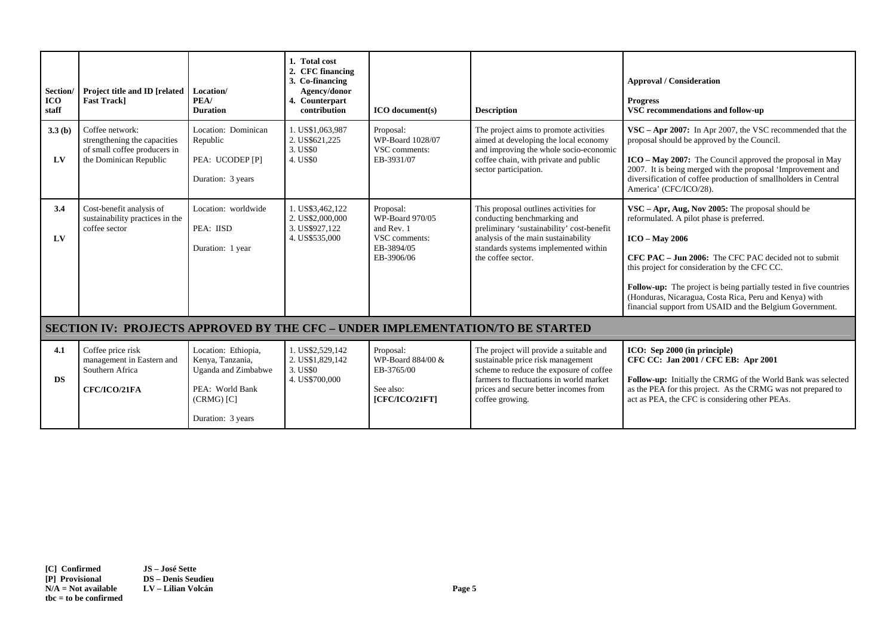| Section/ ICO staff | Project title and ID [related Fast Track] | Location/ PEA/ Duration | 1. Total cost 2. CFC financing 3. Co-financing Agency/donor 4. Counterpart contribution | ICO document(s) | Description | Approval / Consideration Progress VSC recommendations and follow-up |
|---|---|---|---|---|---|---|
| **3.3 (b)** **LV** | Coffee network: strengthening the capacities of small coffee producers in the Dominican Republic | Location: Dominican Republic PEA: UCODEP [P] Duration: 3 years | 1. US$1,063,987 2. US$621,225 3. US$0 4. US$0 | Proposal: WP-Board 1028/07 VSC comments: EB-3931/07 | The project aims to promote activities aimed at developing the local economy and improving the whole socio-economic coffee chain, with private and public sector participation. | **VSC – Apr 2007:** In Apr 2007, the VSC recommended that the proposal should be approved by the Council. **ICO – May 2007:** The Council approved the proposal in May 2007. It is being merged with the proposal 'Improvement and diversification of coffee production of smallholders in Central America' (CFC/ICO/28). |
| **3.4** **LV** | Cost-benefit analysis of sustainability practices in the coffee sector | Location: worldwide PEA: IISD Duration: 1 year | 1. US$3,462,122 2. US$2,000,000 3. US$927,122 4. US$535,000 | Proposal: WP-Board 970/05 and Rev. 1 VSC comments: EB-3894/05 EB-3906/06 | This proposal outlines activities for conducting benchmarking and preliminary 'sustainability' cost-benefit analysis of the main sustainability standards systems implemented within the coffee sector. | **VSC – Apr, Aug, Nov 2005:** The proposal should be reformulated. A pilot phase is preferred. **ICO – May 2006** **CFC PAC – Jun 2006:** The CFC PAC decided not to submit this project for consideration by the CFC CC. **Follow-up:** The project is being partially tested in five countries (Honduras, Nicaragua, Costa Rica, Peru and Kenya) with financial support from USAID and the Belgium Government. |
| **SECTION IV: PROJECTS APPROVED BY THE CFC – UNDER IMPLEMENTATION/TO BE STARTED** | | | | | | |
| **4.1** **DS** | Coffee price risk management in Eastern and Southern Africa **CFC/ICO/21FA** | Location: Ethiopia, Kenya, Tanzania, Uganda and Zimbabwe PEA: World Bank (CRMG) [C] Duration: 3 years | 1. US$2,529,142 2. US$1,829,142 3. US$0 4. US$700,000 | Proposal: WP-Board 884/00 & EB-3765/00 See also: **[CFC/ICO/21FT]** | The project will provide a suitable and sustainable price risk management scheme to reduce the exposure of coffee farmers to fluctuations in world market prices and secure better incomes from coffee growing. | **ICO: Sep 2000 (in principle)** **CFC CC: Jan 2001 / CFC EB: Apr 2001** **Follow-up:** Initially the CRMG of the World Bank was selected as the PEA for this project. As the CRMG was not prepared to act as PEA, the CFC is considering other PEAs. |

**[C] Confirmed** **JS – José Sette**
**[P] Provisional** **DS – Denis Seudieu**
**N/A = Not available** **LV – Lilian Volcán**
**tbc = to be confirmed**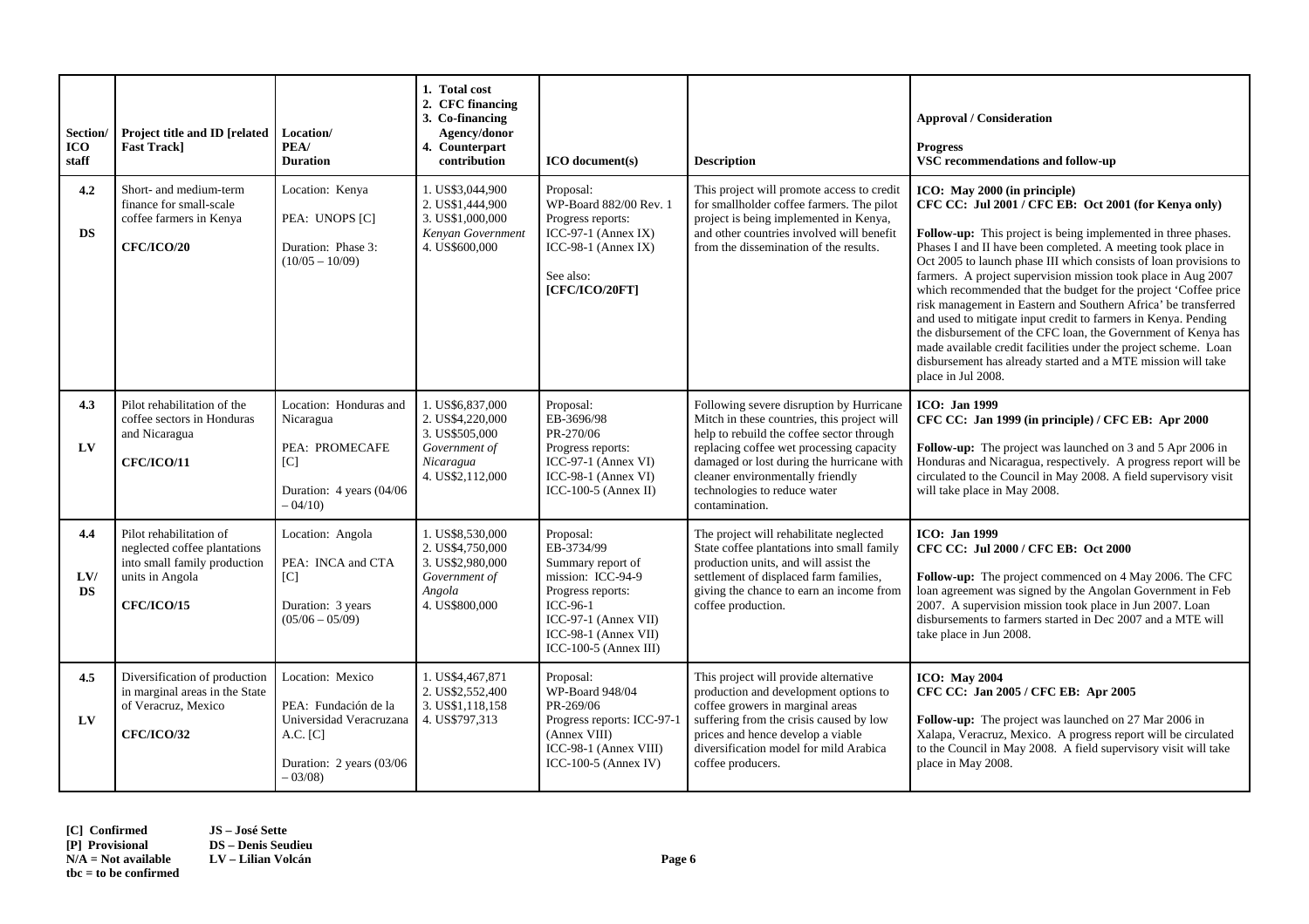| Section/ ICO staff | Project title and ID [related Fast Track] | Location/ PEA/ Duration | 1. Total cost 2. CFC financing 3. Co-financing Agency/donor 4. Counterpart contribution | ICO document(s) | Description | Approval / Consideration<br><br>Progress<br>VSC recommendations and follow-up |
|---|---|---|---|---|---|---|
| **4.2**<br><br>**DS** | Short- and medium-term finance for small-scale coffee farmers in Kenya<br><br>**CFC/ICO/20** | Location: Kenya<br><br>PEA: UNOPS [C]<br><br>Duration: Phase 3: (10/05 – 10/09) | 1. US$3,044,900<br>2. US$1,444,900<br>3. US$1,000,000 *Kenyan Government*<br>4. US$600,000 | Proposal: WP-Board 882/00 Rev. 1<br>Progress reports: ICC-97-1 (Annex IX)<br>ICC-98-1 (Annex IX)<br><br>See also: **[CFC/ICO/20FT]** | This project will promote access to credit for smallholder coffee farmers. The pilot project is being implemented in Kenya, and other countries involved will benefit from the dissemination of the results. | **ICO: May 2000 (in principle)**<br>**CFC CC: Jul 2001 / CFC EB: Oct 2001 (for Kenya only)**<br><br>**Follow-up:** This project is being implemented in three phases. Phases I and II have been completed. A meeting took place in Oct 2005 to launch phase III which consists of loan provisions to farmers. A project supervision mission took place in Aug 2007 which recommended that the budget for the project 'Coffee price risk management in Eastern and Southern Africa' be transferred and used to mitigate input credit to farmers in Kenya. Pending the disbursement of the CFC loan, the Government of Kenya has made available credit facilities under the project scheme. Loan disbursement has already started and a MTE mission will take place in Jul 2008. |
| **4.3**<br><br>**LV** | Pilot rehabilitation of the coffee sectors in Honduras and Nicaragua<br><br>**CFC/ICO/11** | Location: Honduras and Nicaragua<br><br>PEA: PROMECAFE [C]<br><br>Duration: 4 years (04/06 – 04/10) | 1. US$6,837,000<br>2. US$4,220,000<br>3. US$505,000 *Government of Nicaragua*<br>4. US$2,112,000 | Proposal: EB-3696/98<br>PR-270/06<br>Progress reports: ICC-97-1 (Annex VI)<br>ICC-98-1 (Annex VI)<br>ICC-100-5 (Annex II) | Following severe disruption by Hurricane Mitch in these countries, this project will help to rebuild the coffee sector through replacing coffee wet processing capacity damaged or lost during the hurricane with cleaner environmentally friendly technologies to reduce water contamination. | **ICO: Jan 1999**<br>**CFC CC: Jan 1999 (in principle) / CFC EB: Apr 2000**<br><br>**Follow-up:** The project was launched on 3 and 5 Apr 2006 in Honduras and Nicaragua, respectively. A progress report will be circulated to the Council in May 2008. A field supervisory visit will take place in May 2008. |
| **4.4**<br><br>**LV/ DS** | Pilot rehabilitation of neglected coffee plantations into small family production units in Angola<br><br>**CFC/ICO/15** | Location: Angola<br><br>PEA: INCA and CTA [C]<br><br>Duration: 3 years (05/06 – 05/09) | 1. US$8,530,000<br>2. US$4,750,000<br>3. US$2,980,000 *Government of Angola*<br>4. US$800,000 | Proposal: EB-3734/99<br>Summary report of mission: ICC-94-9<br>Progress reports: ICC-96-1<br>ICC-97-1 (Annex VII)<br>ICC-98-1 (Annex VII)<br>ICC-100-5 (Annex III) | The project will rehabilitate neglected State coffee plantations into small family production units, and will assist the settlement of displaced farm families, giving the chance to earn an income from coffee production. | **ICO: Jan 1999**<br>**CFC CC: Jul 2000 / CFC EB: Oct 2000**<br><br>**Follow-up:** The project commenced on 4 May 2006. The CFC loan agreement was signed by the Angolan Government in Feb 2007. A supervision mission took place in Jun 2007. Loan disbursements to farmers started in Dec 2007 and a MTE will take place in Jun 2008. |
| **4.5**<br><br>**LV** | Diversification of production in marginal areas in the State of Veracruz, Mexico<br><br>**CFC/ICO/32** | Location: Mexico<br><br>PEA: Fundación de la Universidad Veracruzana A.C. [C]<br><br>Duration: 2 years (03/06 – 03/08) | 1. US$4,467,871<br>2. US$2,552,400<br>3. US$1,118,158<br>4. US$797,313 | Proposal: WP-Board 948/04<br>PR-269/06<br>Progress reports: ICC-97-1 (Annex VIII)<br>ICC-98-1 (Annex VIII)<br>ICC-100-5 (Annex IV) | This project will provide alternative production and development options to coffee growers in marginal areas suffering from the crisis caused by low prices and hence develop a viable diversification model for mild Arabica coffee producers. | **ICO: May 2004**<br>**CFC CC: Jan 2005 / CFC EB: Apr 2005**<br><br>**Follow-up:** The project was launched on 27 Mar 2006 in Xalapa, Veracruz, Mexico. A progress report will be circulated to the Council in May 2008. A field supervisory visit will take place in May 2008. |

**[C] Confirmed**
**[P] Provisional**
**N/A = Not available**
**tbc = to be confirmed**

**JS – José Sette**
**DS – Denis Seudieu**
**LV – Lilian Volcán**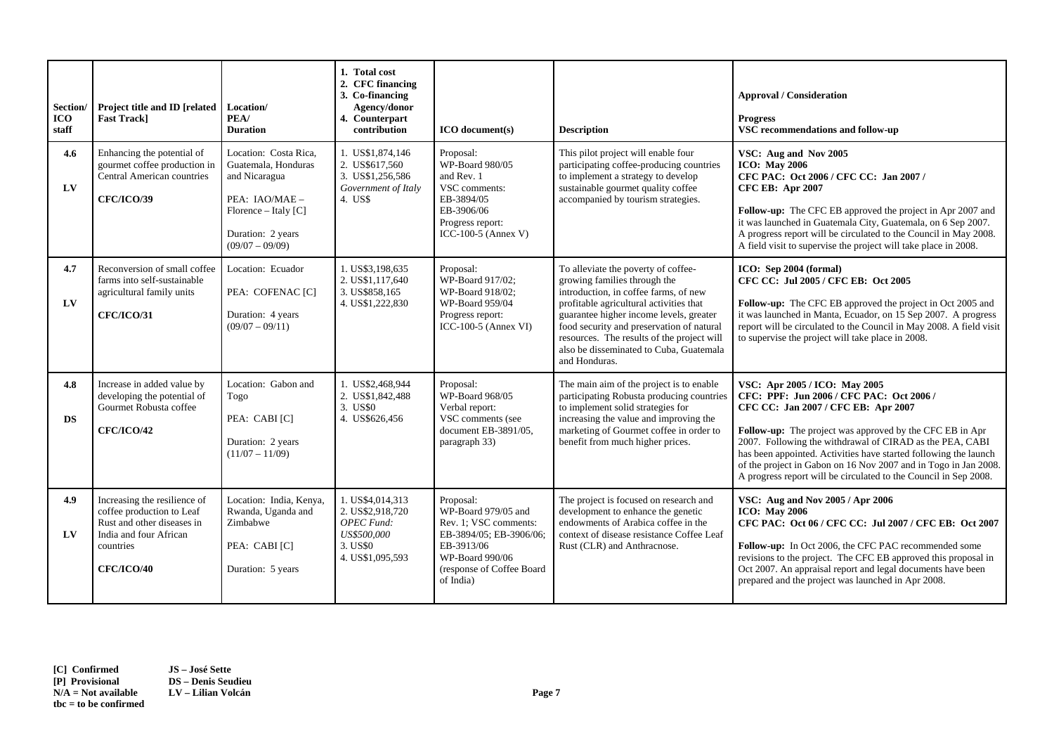| Section/ ICO staff | Project title and ID [related Fast Track] | Location/ PEA/ Duration | 1. Total cost 2. CFC financing 3. Co-financing Agency/donor 4. Counterpart contribution | ICO document(s) | Description | Approval / Consideration<br><br>Progress VSC recommendations and follow-up |
|---|---|---|---|---|---|---|
| **4.6**<br><br>**LV** | Enhancing the potential of gourmet coffee production in Central American countries<br><br>**CFC/ICO/39** | Location: Costa Rica, Guatemala, Honduras and Nicaragua<br><br>PEA: IAO/MAE – Florence – Italy [C]<br><br>Duration: 2 years (09/07 – 09/09) | 1. US$1,874,146<br>2. US$617,560<br>3. US$1,256,586 *Government of Italy*<br>4. US$ | Proposal: WP-Board 980/05 and Rev. 1<br>VSC comments: EB-3894/05 EB-3906/06<br>Progress report: ICC-100-5 (Annex V) | This pilot project will enable four participating coffee-producing countries to implement a strategy to develop sustainable gourmet quality coffee accompanied by tourism strategies. | **VSC: Aug and Nov 2005**<br>**ICO: May 2006**<br>**CFC PAC: Oct 2006 / CFC CC: Jan 2007 / CFC EB: Apr 2007**<br><br>**Follow-up:** The CFC EB approved the project in Apr 2007 and it was launched in Guatemala City, Guatemala, on 6 Sep 2007. A progress report will be circulated to the Council in May 2008. A field visit to supervise the project will take place in 2008. |
| **4.7**<br><br>**LV** | Reconversion of small coffee farms into self-sustainable agricultural family units<br><br>**CFC/ICO/31** | Location: Ecuador<br><br>PEA: COFENAC [C]<br><br>Duration: 4 years (09/07 – 09/11) | 1. US$3,198,635<br>2. US$1,117,640<br>3. US$858,165<br>4. US$1,222,830 | Proposal: WP-Board 917/02; WP-Board 918/02; WP-Board 959/04<br>Progress report: ICC-100-5 (Annex VI) | To alleviate the poverty of coffee-growing families through the introduction, in coffee farms, of new profitable agricultural activities that guarantee higher income levels, greater food security and preservation of natural resources. The results of the project will also be disseminated to Cuba, Guatemala and Honduras. | **ICO: Sep 2004 (formal)**<br>**CFC CC: Jul 2005 / CFC EB: Oct 2005**<br><br>**Follow-up:** The CFC EB approved the project in Oct 2005 and it was launched in Manta, Ecuador, on 15 Sep 2007. A progress report will be circulated to the Council in May 2008. A field visit to supervise the project will take place in 2008. |
| **4.8**<br><br>**DS** | Increase in added value by developing the potential of Gourmet Robusta coffee<br><br>**CFC/ICO/42** | Location: Gabon and Togo<br><br>PEA: CABI [C]<br><br>Duration: 2 years (11/07 – 11/09) | 1. US$2,468,944<br>2. US$1,842,488<br>3. US$0<br>4. US$626,456 | Proposal: WP-Board 968/05<br>Verbal report: VSC comments (see document EB-3891/05, paragraph 33) | The main aim of the project is to enable participating Robusta producing countries to implement solid strategies for increasing the value and improving the marketing of Gourmet coffee in order to benefit from much higher prices. | **VSC: Apr 2005 / ICO: May 2005**<br>**CFC: PPF: Jun 2006 / CFC PAC: Oct 2006 / CFC CC: Jan 2007 / CFC EB: Apr 2007**<br><br>**Follow-up:** The project was approved by the CFC EB in Apr 2007. Following the withdrawal of CIRAD as the PEA, CABI has been appointed. Activities have started following the launch of the project in Gabon on 16 Nov 2007 and in Togo in Jan 2008. A progress report will be circulated to the Council in Sep 2008. |
| **4.9**<br><br>**LV** | Increasing the resilience of coffee production to Leaf Rust and other diseases in India and four African countries<br><br>**CFC/ICO/40** | Location: India, Kenya, Rwanda, Uganda and Zimbabwe<br><br>PEA: CABI [C]<br><br>Duration: 5 years | 1. US$4,014,313<br>2. US$2,918,720<br>*OPEC Fund: US$500,000*<br>3. US$0<br>4. US$1,095,593 | Proposal: WP-Board 979/05 and Rev. 1; VSC comments: EB-3894/05; EB-3906/06; EB-3913/06<br>WP-Board 990/06 (response of Coffee Board of India) | The project is focused on research and development to enhance the genetic endowments of Arabica coffee in the context of disease resistance Coffee Leaf Rust (CLR) and Anthracnose. | **VSC: Aug and Nov 2005 / Apr 2006**<br>**ICO: May 2006**<br>**CFC PAC: Oct 06 / CFC CC: Jul 2007 / CFC EB: Oct 2007**<br><br>**Follow-up:** In Oct 2006, the CFC PAC recommended some revisions to the project. The CFC EB approved this proposal in Oct 2007. An appraisal report and legal documents have been prepared and the project was launched in Apr 2008. |

**[C] Confirmed** **JS – José Sette**
**[P] Provisional** **DS – Denis Seudieu**
**N/A = Not available** **LV – Lilian Volcán**
**tbc = to be confirmed**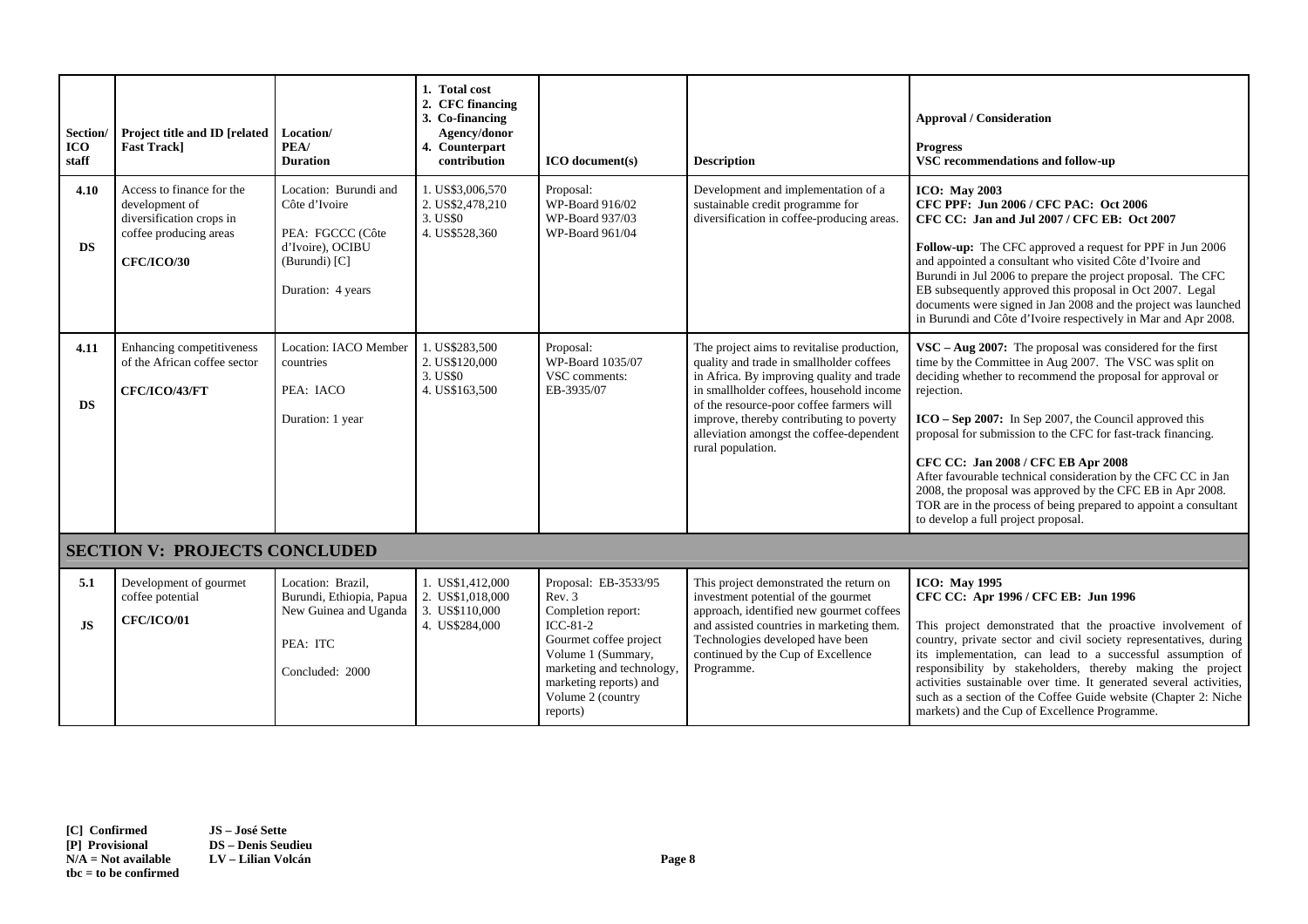| Section/ ICO staff | Project title and ID [related Fast Track] | Location/ PEA/ Duration | 1. Total cost 2. CFC financing 3. Co-financing Agency/donor 4. Counterpart contribution | ICO document(s) | Description | Approval / Consideration<br><br>Progress<br>VSC recommendations and follow-up |
|---|---|---|---|---|---|---|
| **4.10**<br><br>**DS** | Access to finance for the development of diversification crops in coffee producing areas<br><br>**CFC/ICO/30** | Location: Burundi and Côte d'Ivoire<br><br>PEA: FGCCC (Côte d'Ivoire), OCIBU (Burundi) [C]<br><br>Duration: 4 years | 1. US$3,006,570<br>2. US$2,478,210<br>3. US$0<br>4. US$528,360 | Proposal:<br>WP-Board 916/02<br>WP-Board 937/03<br>WP-Board 961/04 | Development and implementation of a sustainable credit programme for diversification in coffee-producing areas. | **ICO: May 2003**<br>**CFC PPF: Jun 2006 / CFC PAC: Oct 2006**<br>**CFC CC: Jan and Jul 2007 / CFC EB: Oct 2007**<br><br>**Follow-up:** The CFC approved a request for PPF in Jun 2006 and appointed a consultant who visited Côte d'Ivoire and Burundi in Jul 2006 to prepare the project proposal. The CFC EB subsequently approved this proposal in Oct 2007. Legal documents were signed in Jan 2008 and the project was launched in Burundi and Côte d'Ivoire respectively in Mar and Apr 2008. |
| **4.11**<br><br>**DS** | Enhancing competitiveness of the African coffee sector<br><br>**CFC/ICO/43/FT** | Location: IACO Member countries<br><br>PEA: IACO<br><br>Duration: 1 year | 1. US$283,500<br>2. US$120,000<br>3. US$0<br>4. US$163,500 | Proposal:<br>WP-Board 1035/07<br>VSC comments:<br>EB-3935/07 | The project aims to revitalise production, quality and trade in smallholder coffees in Africa. By improving quality and trade in smallholder coffees, household income of the resource-poor coffee farmers will improve, thereby contributing to poverty alleviation amongst the coffee-dependent rural population. | **VSC – Aug 2007:** The proposal was considered for the first time by the Committee in Aug 2007. The VSC was split on deciding whether to recommend the proposal for approval or rejection.<br><br>**ICO – Sep 2007:** In Sep 2007, the Council approved this proposal for submission to the CFC for fast-track financing.<br><br>**CFC CC: Jan 2008 / CFC EB Apr 2008**<br>After favourable technical consideration by the CFC CC in Jan 2008, the proposal was approved by the CFC EB in Apr 2008. TOR are in the process of being prepared to appoint a consultant to develop a full project proposal. |
| **SECTION V: PROJECTS CONCLUDED** | | | | | | |
| **5.1**<br><br>**JS** | Development of gourmet coffee potential<br><br>**CFC/ICO/01** | Location: Brazil, Burundi, Ethiopia, Papua New Guinea and Uganda<br><br>PEA: ITC<br><br>Concluded: 2000 | 1. US$1,412,000<br>2. US$1,018,000<br>3. US$110,000<br>4. US$284,000 | Proposal: EB-3533/95 Rev. 3<br>Completion report: ICC-81-2<br>Gourmet coffee project Volume 1 (Summary, marketing and technology, marketing reports) and Volume 2 (country reports) | This project demonstrated the return on investment potential of the gourmet approach, identified new gourmet coffees and assisted countries in marketing them. Technologies developed have been continued by the Cup of Excellence Programme. | **ICO: May 1995**<br>**CFC CC: Apr 1996 / CFC EB: Jun 1996**<br><br>This project demonstrated that the proactive involvement of country, private sector and civil society representatives, during its implementation, can lead to a successful assumption of responsibility by stakeholders, thereby making the project activities sustainable over time. It generated several activities, such as a section of the Coffee Guide website (Chapter 2: Niche markets) and the Cup of Excellence Programme. |

**[C] Confirmed**
**[P] Provisional**
**N/A = Not available**
**tbc = to be confirmed**

**JS – José Sette**
**DS – Denis Seudieu**
**LV – Lilian Volcán**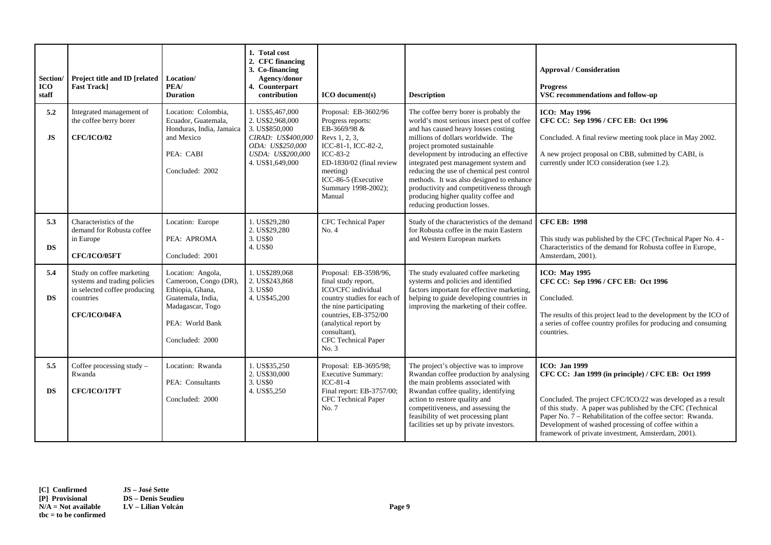| Section/ ICO staff | Project title and ID [related Fast Track] | Location/ PEA/ Duration | 1. Total cost 2. CFC financing 3. Co-financing Agency/donor 4. Counterpart contribution | ICO document(s) | Description | Approval / Consideration Progress VSC recommendations and follow-up |
|---|---|---|---|---|---|---|
| 5.2 JS | Integrated management of the coffee berry borer **CFC/ICO/02** | Location: Colombia, Ecuador, Guatemala, Honduras, India, Jamaica and Mexico PEA: CABI Concluded: 2002 | 1. US$5,467,000 2. US$2,968,000 3. US$850,000 *CIRAD: US$400,000* *ODA: US$250,000* *USDA: US$200,000* 4. US$1,649,000 | Proposal: EB-3602/96 Progress reports: EB-3669/98 & Revs 1, 2, 3, ICC-81-1, ICC-82-2, ICC-83-2 ED-1830/02 (final review meeting) ICC-86-5 (Executive Summary 1998-2002); Manual | The coffee berry borer is probably the world's most serious insect pest of coffee and has caused heavy losses costing millions of dollars worldwide. The project promoted sustainable development by introducing an effective integrated pest management system and reducing the use of chemical pest control methods. It was also designed to enhance productivity and competitiveness through producing higher quality coffee and reducing production losses. | **ICO: May 1996** **CFC CC: Sep 1996 / CFC EB: Oct 1996** Concluded. A final review meeting took place in May 2002. A new project proposal on CBB, submitted by CABI, is currently under ICO consideration (see 1.2). |
| 5.3 DS | Characteristics of the demand for Robusta coffee in Europe **CFC/ICO/05FT** | Location: Europe PEA: APROMA Concluded: 2001 | 1. US$29,280 2. US$29,280 3. US$0 4. US$0 | CFC Technical Paper No. 4 | Study of the characteristics of the demand for Robusta coffee in the main Eastern and Western European markets | **CFC EB: 1998** This study was published by the CFC (Technical Paper No. 4 - Characteristics of the demand for Robusta coffee in Europe, Amsterdam, 2001). |
| 5.4 DS | Study on coffee marketing systems and trading policies in selected coffee producing countries **CFC/ICO/04FA** | Location: Angola, Cameroon, Congo (DR), Ethiopia, Ghana, Guatemala, India, Madagascar, Togo PEA: World Bank Concluded: 2000 | 1. US$289,068 2. US$243,868 3. US$0 4. US$45,200 | Proposal: EB-3598/96, final study report, ICO/CFC individual country studies for each of the nine participating countries, EB-3752/00 (analytical report by consultant), CFC Technical Paper No. 3 | The study evaluated coffee marketing systems and policies and identified factors important for effective marketing, helping to guide developing countries in improving the marketing of their coffee. | **ICO: May 1995** **CFC CC: Sep 1996 / CFC EB: Oct 1996** Concluded. The results of this project lead to the development by the ICO of a series of coffee country profiles for producing and consuming countries. |
| 5.5 DS | Coffee processing study – Rwanda **CFC/ICO/17FT** | Location: Rwanda PEA: Consultants Concluded: 2000 | 1. US$35,250 2. US$30,000 3. US$0 4. US$5,250 | Proposal: EB-3695/98; Executive Summary: ICC-81-4 Final report: EB-3757/00; CFC Technical Paper No. 7 | The project's objective was to improve Rwandan coffee production by analysing the main problems associated with Rwandan coffee quality, identifying action to restore quality and competitiveness, and assessing the feasibility of wet processing plant facilities set up by private investors. | **ICO: Jan 1999** **CFC CC: Jan 1999 (in principle) / CFC EB: Oct 1999** Concluded. The project CFC/ICO/22 was developed as a result of this study. A paper was published by the CFC (Technical Paper No. 7 – Rehabilitation of the coffee sector: Rwanda. Development of washed processing of coffee within a framework of private investment, Amsterdam, 2001). |

**[C] Confirmed** **JS – José Sette**
**[P] Provisional** **DS – Denis Seudieu**
**N/A = Not available** **LV – Lilian Volcán**
**tbc = to be confirmed**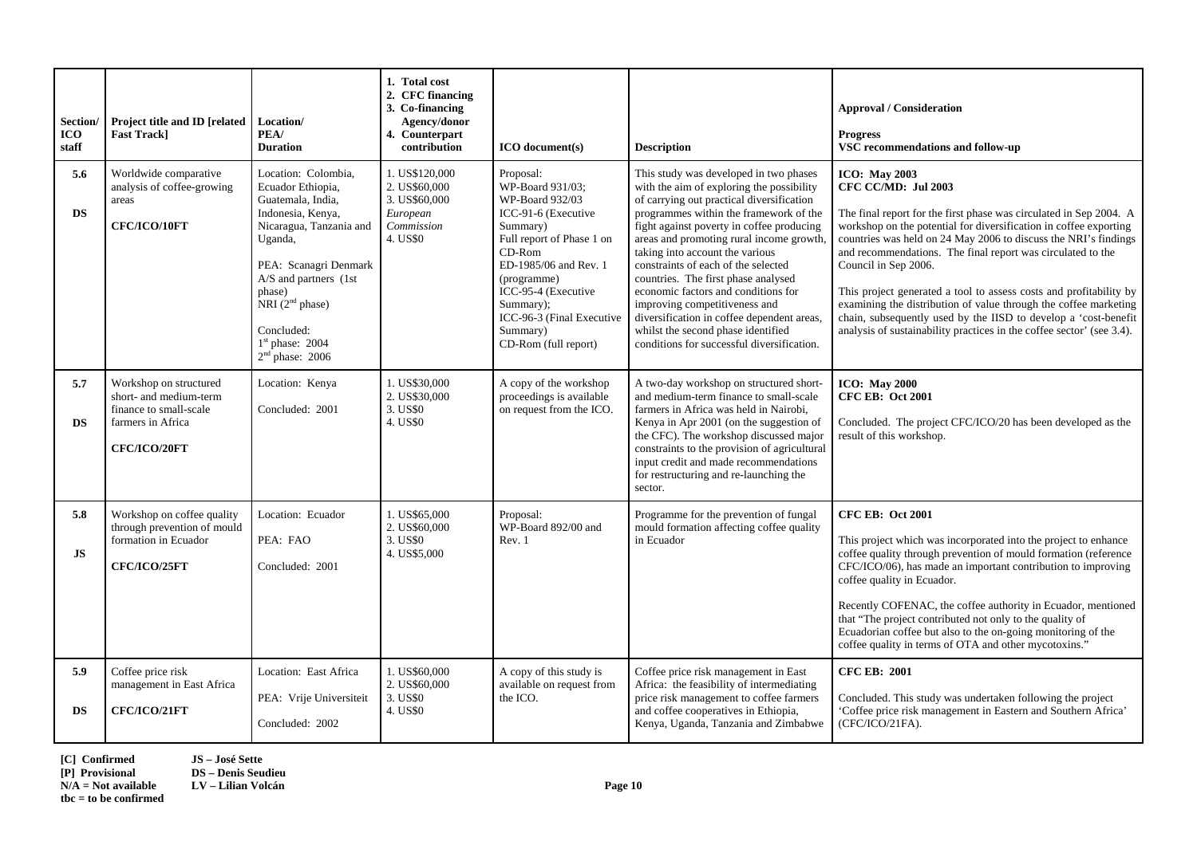| Section/ ICO staff | Project title and ID [related Fast Track] | Location/ PEA/ Duration | 1. Total cost 2. CFC financing 3. Co-financing Agency/donor 4. Counterpart contribution | ICO document(s) | Description | Approval / Consideration Progress VSC recommendations and follow-up |
|---|---|---|---|---|---|---|
| **5.6** **DS** | Worldwide comparative analysis of coffee-growing areas **CFC/ICO/10FT** | Location: Colombia, Ecuador Ethiopia, Guatemala, India, Indonesia, Kenya, Nicaragua, Tanzania and Uganda, PEA: Scanagri Denmark A/S and partners (1st phase) NRI (2nd phase) Concluded: 1st phase: 2004 2nd phase: 2006 | 1. US$120,000 2. US$60,000 3. US$60,000 *European Commission* 4. US$0 | Proposal: WP-Board 931/03; WP-Board 932/03 ICC-91-6 (Executive Summary) Full report of Phase 1 on CD-Rom ED-1985/06 and Rev. 1 (programme) ICC-95-4 (Executive Summary); ICC-96-3 (Final Executive Summary) CD-Rom (full report) | This study was developed in two phases with the aim of exploring the possibility of carrying out practical diversification programmes within the framework of the fight against poverty in coffee producing areas and promoting rural income growth, taking into account the various constraints of each of the selected countries. The first phase analysed economic factors and conditions for improving competitiveness and diversification in coffee dependent areas, whilst the second phase identified conditions for successful diversification. | **ICO: May 2003** **CFC CC/MD: Jul 2003** The final report for the first phase was circulated in Sep 2004. A workshop on the potential for diversification in coffee exporting countries was held on 24 May 2006 to discuss the NRI's findings and recommendations. The final report was circulated to the Council in Sep 2006. This project generated a tool to assess costs and profitability by examining the distribution of value through the coffee marketing chain, subsequently used by the IISD to develop a 'cost-benefit analysis of sustainability practices in the coffee sector' (see 3.4). |
| **5.7** **DS** | Workshop on structured short- and medium-term finance to small-scale farmers in Africa **CFC/ICO/20FT** | Location: Kenya Concluded: 2001 | 1. US$30,000 2. US$30,000 3. US$0 4. US$0 | A copy of the workshop proceedings is available on request from the ICO. | A two-day workshop on structured short- and medium-term finance to small-scale farmers in Africa was held in Nairobi, Kenya in Apr 2001 (on the suggestion of the CFC). The workshop discussed major constraints to the provision of agricultural input credit and made recommendations for restructuring and re-launching the sector. | **ICO: May 2000** **CFC EB: Oct 2001** Concluded. The project CFC/ICO/20 has been developed as the result of this workshop. |
| **5.8** **JS** | Workshop on coffee quality through prevention of mould formation in Ecuador **CFC/ICO/25FT** | Location: Ecuador PEA: FAO Concluded: 2001 | 1. US$65,000 2. US$60,000 3. US$0 4. US$5,000 | Proposal: WP-Board 892/00 and Rev. 1 | Programme for the prevention of fungal mould formation affecting coffee quality in Ecuador | **CFC EB: Oct 2001** This project which was incorporated into the project to enhance coffee quality through prevention of mould formation (reference CFC/ICO/06), has made an important contribution to improving coffee quality in Ecuador. Recently COFENAC, the coffee authority in Ecuador, mentioned that "The project contributed not only to the quality of Ecuadorian coffee but also to the on-going monitoring of the coffee quality in terms of OTA and other mycotoxins." |
| **5.9** **DS** | Coffee price risk management in East Africa **CFC/ICO/21FT** | Location: East Africa PEA: Vrije Universiteit Concluded: 2002 | 1. US$60,000 2. US$60,000 3. US$0 4. US$0 | A copy of this study is available on request from the ICO. | Coffee price risk management in East Africa: the feasibility of intermediating price risk management to coffee farmers and coffee cooperatives in Ethiopia, Kenya, Uganda, Tanzania and Zimbabwe | **CFC EB: 2001** Concluded. This study was undertaken following the project 'Coffee price risk management in Eastern and Southern Africa' (CFC/ICO/21FA). |

**[C] Confirmed**
**[P] Provisional**
**N/A = Not available**
**tbc = to be confirmed**

**JS – José Sette**
**DS – Denis Seudieu**
**LV – Lilian Volcán**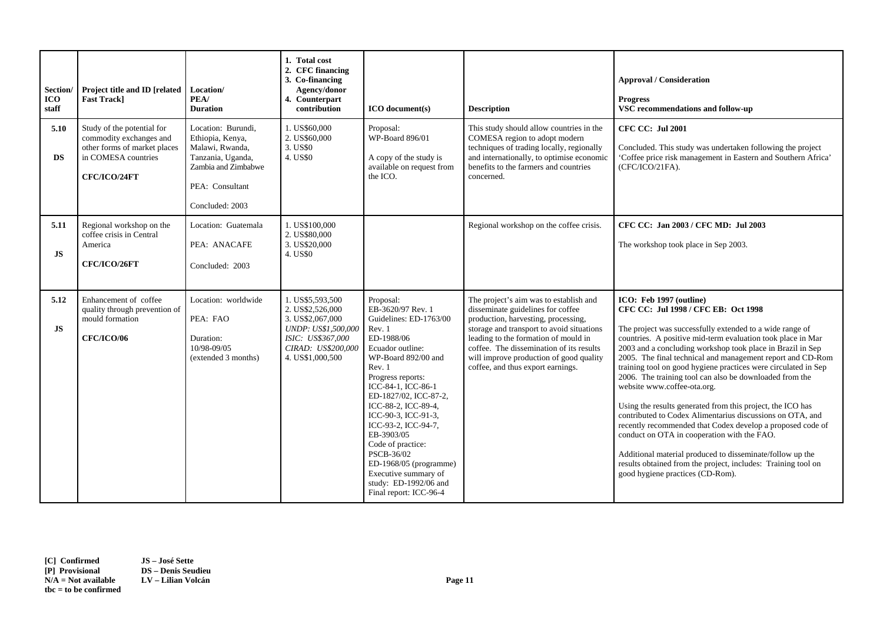| Section/ ICO staff | Project title and ID [related Fast Track] | Location/ PEA/ Duration | 1. Total cost 2. CFC financing 3. Co-financing Agency/donor 4. Counterpart contribution | ICO document(s) | Description | Approval / Consideration<br><br>Progress<br>VSC recommendations and follow-up |
|---|---|---|---|---|---|---|
| **5.10**<br><br>**DS** | Study of the potential for commodity exchanges and other forms of market places in COMESA countries<br><br>**CFC/ICO/24FT** | Location: Burundi, Ethiopia, Kenya, Malawi, Rwanda, Tanzania, Uganda, Zambia and Zimbabwe<br><br>PEA: Consultant<br><br>Concluded: 2003 | 1. US$60,000<br>2. US$60,000<br>3. US$0<br>4. US$0 | Proposal:<br>WP-Board 896/01<br><br>A copy of the study is available on request from the ICO. | This study should allow countries in the COMESA region to adopt modern techniques of trading locally, regionally and internationally, to optimise economic benefits to the farmers and countries concerned. | **CFC CC: Jul 2001**<br><br>Concluded. This study was undertaken following the project 'Coffee price risk management in Eastern and Southern Africa' (CFC/ICO/21FA). |
| **5.11**<br><br>**JS** | Regional workshop on the coffee crisis in Central America<br><br>**CFC/ICO/26FT** | Location: Guatemala<br><br>PEA: ANACAFE<br><br>Concluded: 2003 | 1. US$100,000<br>2. US$80,000<br>3. US$20,000<br>4. US$0 | | Regional workshop on the coffee crisis. | **CFC CC: Jan 2003 / CFC MD: Jul 2003**<br><br>The workshop took place in Sep 2003. |
| **5.12**<br><br>**JS** | Enhancement of coffee quality through prevention of mould formation<br><br>**CFC/ICO/06** | Location: worldwide<br><br>PEA: FAO<br><br>Duration:<br>10/98-09/05<br>(extended 3 months) | 1. US$5,593,500<br>2. US$2,526,000<br>3. US$2,067,000<br>*UNDP: US$1,500,000*<br>*ISIC: US$367,000*<br>*CIRAD: US$200,000*<br>4. US$1,000,500 | Proposal:<br>EB-3620/97 Rev. 1<br>Guidelines: ED-1763/00 Rev. 1<br>ED-1988/06<br>Ecuador outline:<br>WP-Board 892/00 and Rev. 1<br>Progress reports:<br>ICC-84-1, ICC-86-1<br>ED-1827/02, ICC-87-2, ICC-88-2, ICC-89-4, ICC-90-3, ICC-91-3, ICC-93-2, ICC-94-7, EB-3903/05<br>Code of practice:<br>PSCB-36/02<br>ED-1968/05 (programme)<br>Executive summary of study: ED-1992/06 and Final report: ICC-96-4 | The project's aim was to establish and disseminate guidelines for coffee production, harvesting, processing, storage and transport to avoid situations leading to the formation of mould in coffee. The dissemination of its results will improve production of good quality coffee, and thus export earnings. | **ICO: Feb 1997 (outline)**<br>**CFC CC: Jul 1998 / CFC EB: Oct 1998**<br><br>The project was successfully extended to a wide range of countries. A positive mid-term evaluation took place in Mar 2003 and a concluding workshop took place in Brazil in Sep 2005. The final technical and management report and CD-Rom training tool on good hygiene practices were circulated in Sep 2006. The training tool can also be downloaded from the website www.coffee-ota.org.<br><br>Using the results generated from this project, the ICO has contributed to Codex Alimentarius discussions on OTA, and recently recommended that Codex develop a proposed code of conduct on OTA in cooperation with the FAO.<br><br>Additional material produced to disseminate/follow up the results obtained from the project, includes: Training tool on good hygiene practices (CD-Rom). |

**[C] Confirmed** **JS – José Sette**
**[P] Provisional** **DS – Denis Seudieu**
**N/A = Not available** **LV – Lilian Volcán**
**tbc = to be confirmed**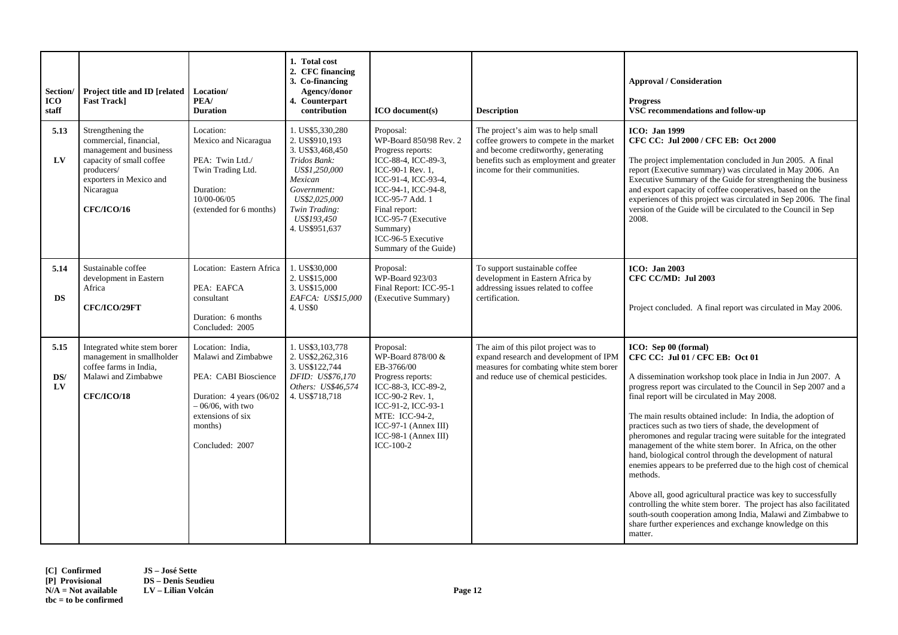| Section/ ICO staff | Project title and ID [related Fast Track] | Location/ PEA/ Duration | 1. Total cost 2. CFC financing 3. Co-financing Agency/donor 4. Counterpart contribution | ICO document(s) | Description | Approval / Consideration Progress VSC recommendations and follow-up |
|---|---|---|---|---|---|---|
| **5.13** **LV** | Strengthening the commercial, financial, management and business capacity of small coffee producers/ exporters in Mexico and Nicaragua **CFC/ICO/16** | Location: Mexico and Nicaragua PEA: Twin Ltd./ Twin Trading Ltd. Duration: 10/00-06/05 (extended for 6 months) | 1. US$5,330,280 2. US$910,193 3. US$3,468,450 *Tridos Bank: US$1,250,000* *Mexican Government: US$2,025,000* *Twin Trading: US$193,450* 4. US$951,637 | Proposal: WP-Board 850/98 Rev. 2 Progress reports: ICC-88-4, ICC-89-3, ICC-90-1 Rev. 1, ICC-91-4, ICC-93-4, ICC-94-1, ICC-94-8, ICC-95-7 Add. 1 Final report: ICC-95-7 (Executive Summary) ICC-96-5 Executive Summary of the Guide) | The project's aim was to help small coffee growers to compete in the market and become creditworthy, generating benefits such as employment and greater income for their communities. | **ICO: Jan 1999** **CFC CC: Jul 2000 / CFC EB: Oct 2000** The project implementation concluded in Jun 2005. A final report (Executive summary) was circulated in May 2006. An Executive Summary of the Guide for strengthening the business and export capacity of coffee cooperatives, based on the experiences of this project was circulated in Sep 2006. The final version of the Guide will be circulated to the Council in Sep 2008. |
| **5.14** **DS** | Sustainable coffee development in Eastern Africa **CFC/ICO/29FT** | Location: Eastern Africa PEA: EAFCA consultant Duration: 6 months Concluded: 2005 | 1. US$30,000 2. US$15,000 3. US$15,000 *EAFCA: US$15,000* 4. US$0 | Proposal: WP-Board 923/03 Final Report: ICC-95-1 (Executive Summary) | To support sustainable coffee development in Eastern Africa by addressing issues related to coffee certification. | **ICO: Jan 2003** **CFC CC/MD: Jul 2003** Project concluded. A final report was circulated in May 2006. |
| **5.15** **DS/ LV** | Integrated white stem borer management in smallholder coffee farms in India, Malawi and Zimbabwe **CFC/ICO/18** | Location: India, Malawi and Zimbabwe PEA: CABI Bioscience Duration: 4 years (06/02 – 06/06, with two extensions of six months) Concluded: 2007 | 1. US$3,103,778 2. US$2,262,316 3. US$122,744 *DFID: US$76,170* *Others: US$46,574* 4. US$718,718 | Proposal: WP-Board 878/00 & EB-3766/00 Progress reports: ICC-88-3, ICC-89-2, ICC-90-2 Rev. 1, ICC-91-2, ICC-93-1 MTE: ICC-94-2, ICC-97-1 (Annex III) ICC-98-1 (Annex III) ICC-100-2 | The aim of this pilot project was to expand research and development of IPM measures for combating white stem borer and reduce use of chemical pesticides. | **ICO: Sep 00 (formal)** **CFC CC: Jul 01 / CFC EB: Oct 01** A dissemination workshop took place in India in Jun 2007. A progress report was circulated to the Council in Sep 2007 and a final report will be circulated in May 2008. The main results obtained include: In India, the adoption of practices such as two tiers of shade, the development of pheromones and regular tracing were suitable for the integrated management of the white stem borer. In Africa, on the other hand, biological control through the development of natural enemies appears to be preferred due to the high cost of chemical methods. Above all, good agricultural practice was key to successfully controlling the white stem borer. The project has also facilitated south-south cooperation among India, Malawi and Zimbabwe to share further experiences and exchange knowledge on this matter. |

**[C] Confirmed** **JS – José Sette**
**[P] Provisional** **DS – Denis Seudieu**
**N/A = Not available** **LV – Lilian Volcán**
**tbc = to be confirmed**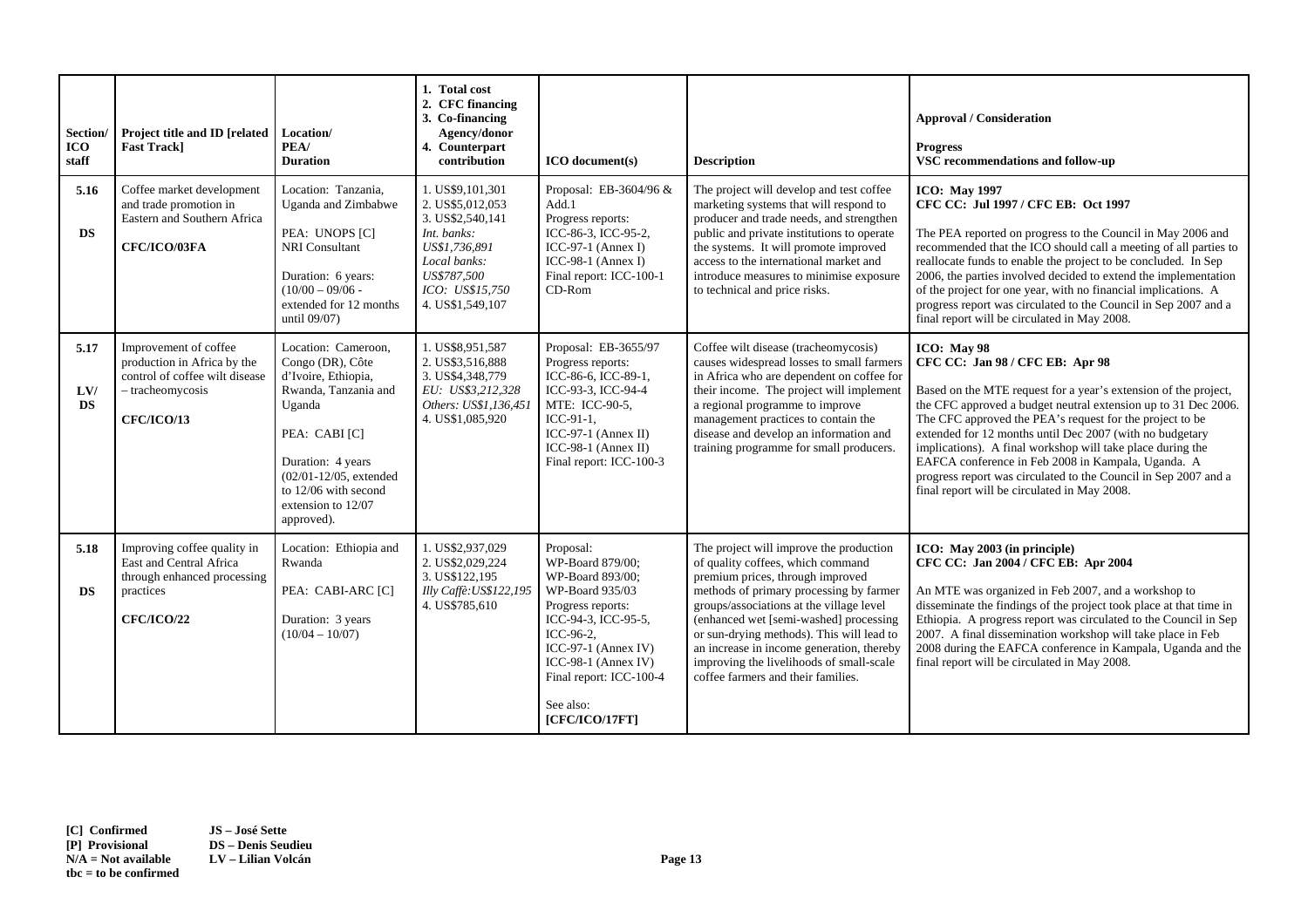| Section/ ICO staff | Project title and ID [related Fast Track] | Location/ PEA/ Duration | 1. Total cost 2. CFC financing 3. Co-financing Agency/donor 4. Counterpart contribution | ICO document(s) | Description | Approval / Consideration<br><br>Progress<br>VSC recommendations and follow-up |
|---|---|---|---|---|---|---|
| **5.16**<br><br>**DS** | Coffee market development and trade promotion in Eastern and Southern Africa<br><br>**CFC/ICO/03FA** | Location: Tanzania, Uganda and Zimbabwe<br><br>PEA: UNOPS [C]<br>NRI Consultant<br><br>Duration: 6 years: (10/00 – 09/06 - extended for 12 months until 09/07) | 1. US$9,101,301<br>2. US$5,012,053<br>3. US$2,540,141<br>*Int. banks: US$1,736,891*<br>*Local banks: US$787,500*<br>*ICO: US$15,750*<br>4. US$1,549,107 | Proposal: EB-3604/96 & Add.1<br>Progress reports: ICC-86-3, ICC-95-2, ICC-97-1 (Annex I) ICC-98-1 (Annex I)<br>Final report: ICC-100-1 CD-Rom | The project will develop and test coffee marketing systems that will respond to producer and trade needs, and strengthen public and private institutions to operate the systems. It will promote improved access to the international market and introduce measures to minimise exposure to technical and price risks. | **ICO: May 1997**<br>**CFC CC: Jul 1997 / CFC EB: Oct 1997**<br><br>The PEA reported on progress to the Council in May 2006 and recommended that the ICO should call a meeting of all parties to reallocate funds to enable the project to be concluded. In Sep 2006, the parties involved decided to extend the implementation of the project for one year, with no financial implications. A progress report was circulated to the Council in Sep 2007 and a final report will be circulated in May 2008. |
| **5.17**<br><br>**LV/ DS** | Improvement of coffee production in Africa by the control of coffee wilt disease – tracheomycosis<br><br>**CFC/ICO/13** | Location: Cameroon, Congo (DR), Côte d'Ivoire, Ethiopia, Rwanda, Tanzania and Uganda<br><br>PEA: CABI [C]<br><br>Duration: 4 years (02/01-12/05, extended to 12/06 with second extension to 12/07 approved). | 1. US$8,951,587<br>2. US$3,516,888<br>3. US$4,348,779<br>*EU: US$3,212,328*<br>*Others: US$1,136,451*<br>4. US$1,085,920 | Proposal: EB-3655/97<br>Progress reports: ICC-86-6, ICC-89-1, ICC-93-3, ICC-94-4<br>MTE: ICC-90-5, ICC-91-1, ICC-97-1 (Annex II) ICC-98-1 (Annex II)<br>Final report: ICC-100-3 | Coffee wilt disease (tracheomycosis) causes widespread losses to small farmers in Africa who are dependent on coffee for their income. The project will implement a regional programme to improve management practices to contain the disease and develop an information and training programme for small producers. | **ICO: May 98**<br>**CFC CC: Jan 98 / CFC EB: Apr 98**<br><br>Based on the MTE request for a year's extension of the project, the CFC approved a budget neutral extension up to 31 Dec 2006. The CFC approved the PEA's request for the project to be extended for 12 months until Dec 2007 (with no budgetary implications). A final workshop will take place during the EAFCA conference in Feb 2008 in Kampala, Uganda. A progress report was circulated to the Council in Sep 2007 and a final report will be circulated in May 2008. |
| **5.18**<br><br>**DS** | Improving coffee quality in East and Central Africa through enhanced processing practices<br><br>**CFC/ICO/22** | Location: Ethiopia and Rwanda<br><br>PEA: CABI-ARC [C]<br><br>Duration: 3 years (10/04 – 10/07) | 1. US$2,937,029<br>2. US$2,029,224<br>3. US$122,195<br>*Illy Caffè:US$122,195*<br>4. US$785,610 | Proposal: WP-Board 879/00; WP-Board 893/00; WP-Board 935/03<br>Progress reports: ICC-94-3, ICC-95-5, ICC-96-2, ICC-97-1 (Annex IV) ICC-98-1 (Annex IV)<br>Final report: ICC-100-4<br><br>See also: **[CFC/ICO/17FT]** | The project will improve the production of quality coffees, which command premium prices, through improved methods of primary processing by farmer groups/associations at the village level (enhanced wet [semi-washed] processing or sun-drying methods). This will lead to an increase in income generation, thereby improving the livelihoods of small-scale coffee farmers and their families. | **ICO: May 2003 (in principle)**<br>**CFC CC: Jan 2004 / CFC EB: Apr 2004**<br><br>An MTE was organized in Feb 2007, and a workshop to disseminate the findings of the project took place at that time in Ethiopia. A progress report was circulated to the Council in Sep 2007. A final dissemination workshop will take place in Feb 2008 during the EAFCA conference in Kampala, Uganda and the final report will be circulated in May 2008. |

**[C] Confirmed** **JS – José Sette**
**[P] Provisional** **DS – Denis Seudieu**
**N/A = Not available** **LV – Lilian Volcán**
**tbc = to be confirmed**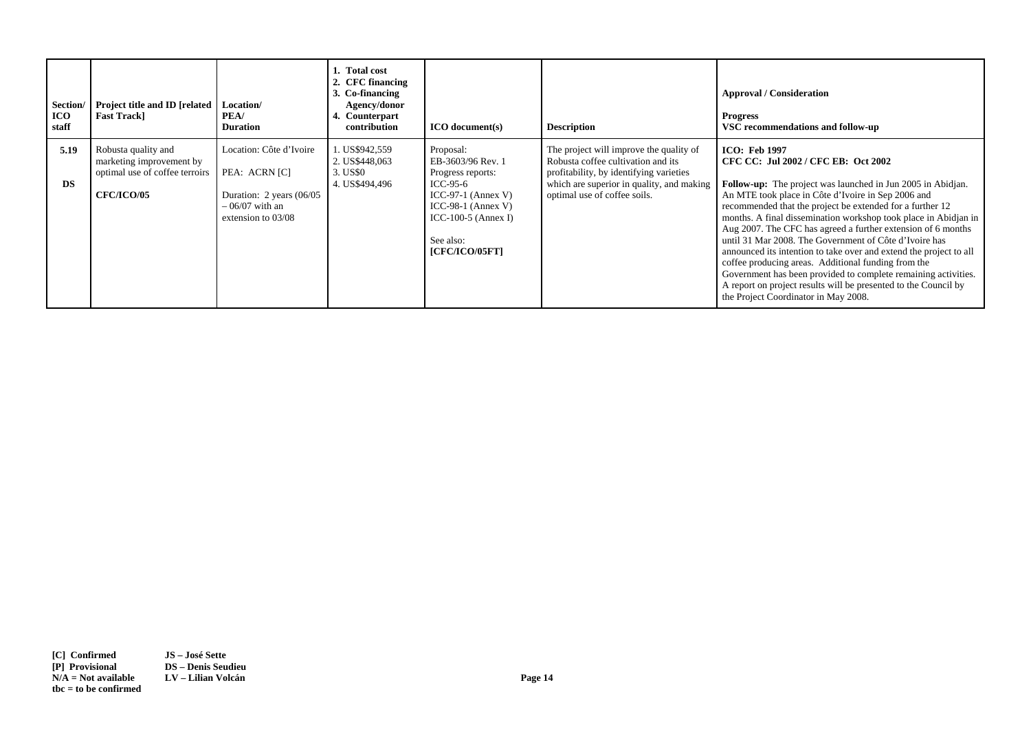| Section/ ICO staff | Project title and ID [related Fast Track] | Location/ PEA/ Duration | 1. Total cost 2. CFC financing 3. Co-financing Agency/donor 4. Counterpart contribution | ICO document(s) | Description | Approval / Consideration<br><br>Progress VSC recommendations and follow-up |
|---|---|---|---|---|---|---|
| **5.19**<br><br>**DS** | Robusta quality and marketing improvement by optimal use of coffee terroirs<br><br>**CFC/ICO/05** | Location: Côte d'Ivoire<br><br>PEA: ACRN [C]<br><br>Duration: 2 years (06/05 – 06/07 with an extension to 03/08 | 1. US$942,559<br>2. US$448,063<br>3. US$0<br>4. US$494,496 | Proposal:<br>EB-3603/96 Rev. 1<br>Progress reports:<br>ICC-95-6<br>ICC-97-1 (Annex V)<br>ICC-98-1 (Annex V)<br>ICC-100-5 (Annex I)<br><br>See also:<br>**[CFC/ICO/05FT]** | The project will improve the quality of Robusta coffee cultivation and its profitability, by identifying varieties which are superior in quality, and making optimal use of coffee soils. | **ICO: Feb 1997**<br>**CFC CC: Jul 2002 / CFC EB: Oct 2002**<br><br>**Follow-up:** The project was launched in Jun 2005 in Abidjan. An MTE took place in Côte d'Ivoire in Sep 2006 and recommended that the project be extended for a further 12 months. A final dissemination workshop took place in Abidjan in Aug 2007. The CFC has agreed a further extension of 6 months until 31 Mar 2008. The Government of Côte d'Ivoire has announced its intention to take over and extend the project to all coffee producing areas. Additional funding from the Government has been provided to complete remaining activities. A report on project results will be presented to the Council by the Project Coordinator in May 2008. |

**[C] Confirmed**
**[P] Provisional**
**N/A = Not available**
**tbc = to be confirmed**

**JS – José Sette**
**DS – Denis Seudieu**
**LV – Lilian Volcán**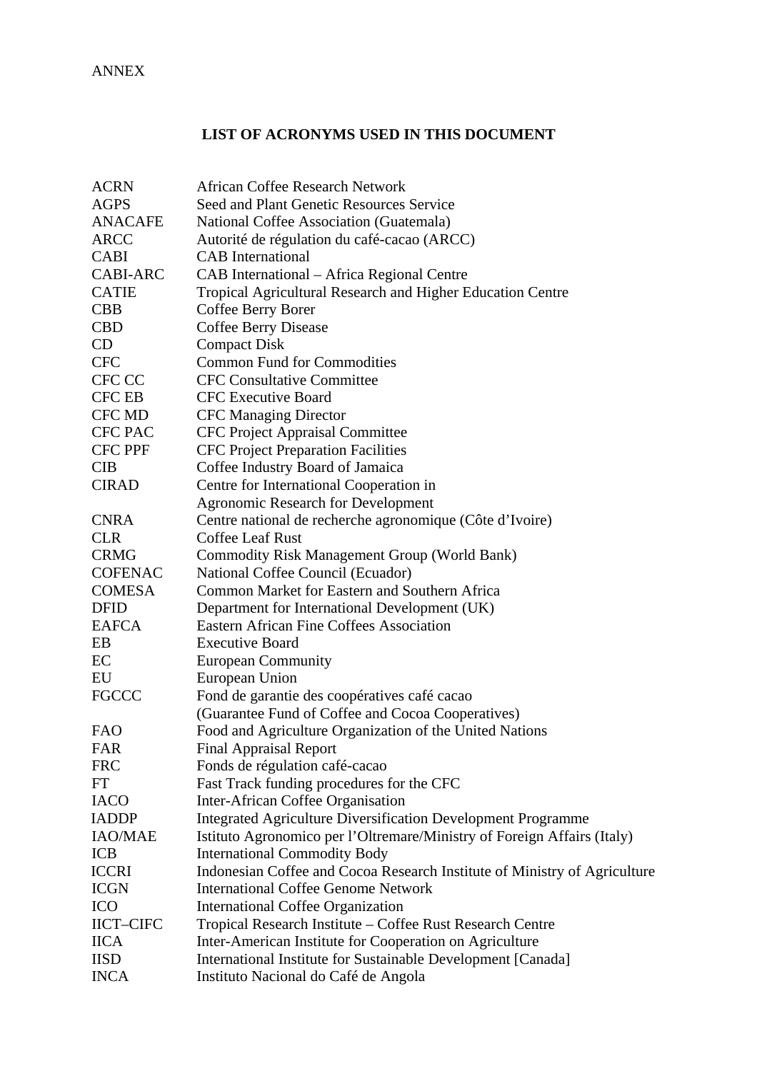ANNEX

## LIST OF ACRONYMS USED IN THIS DOCUMENT

| | |
|---|---|
| ACRN | African Coffee Research Network |
| AGPS | Seed and Plant Genetic Resources Service |
| ANACAFE | National Coffee Association (Guatemala) |
| ARCC | Autorité de régulation du café-cacao (ARCC) |
| CABI | CAB International |
| CABI-ARC | CAB International – Africa Regional Centre |
| CATIE | Tropical Agricultural Research and Higher Education Centre |
| CBB | Coffee Berry Borer |
| CBD | Coffee Berry Disease |
| CD | Compact Disk |
| CFC | Common Fund for Commodities |
| CFC CC | CFC Consultative Committee |
| CFC EB | CFC Executive Board |
| CFC MD | CFC Managing Director |
| CFC PAC | CFC Project Appraisal Committee |
| CFC PPF | CFC Project Preparation Facilities |
| CIB | Coffee Industry Board of Jamaica |
| CIRAD | Centre for International Cooperation in Agronomic Research for Development |
| CNRA | Centre national de recherche agronomique (Côte d'Ivoire) |
| CLR | Coffee Leaf Rust |
| CRMG | Commodity Risk Management Group (World Bank) |
| COFENAC | National Coffee Council (Ecuador) |
| COMESA | Common Market for Eastern and Southern Africa |
| DFID | Department for International Development (UK) |
| EAFCA | Eastern African Fine Coffees Association |
| EB | Executive Board |
| EC | European Community |
| EU | European Union |
| FGCCC | Fond de garantie des coopératives café cacao (Guarantee Fund of Coffee and Cocoa Cooperatives) |
| FAO | Food and Agriculture Organization of the United Nations |
| FAR | Final Appraisal Report |
| FRC | Fonds de régulation café-cacao |
| FT | Fast Track funding procedures for the CFC |
| IACO | Inter-African Coffee Organisation |
| IADDP | Integrated Agriculture Diversification Development Programme |
| IAO/MAE | Istituto Agronomico per l'Oltremare/Ministry of Foreign Affairs (Italy) |
| ICB | International Commodity Body |
| ICCRI | Indonesian Coffee and Cocoa Research Institute of Ministry of Agriculture |
| ICGN | International Coffee Genome Network |
| ICO | International Coffee Organization |
| IICT–CIFC | Tropical Research Institute – Coffee Rust Research Centre |
| IICA | Inter-American Institute for Cooperation on Agriculture |
| IISD | International Institute for Sustainable Development [Canada] |
| INCA | Instituto Nacional do Café de Angola |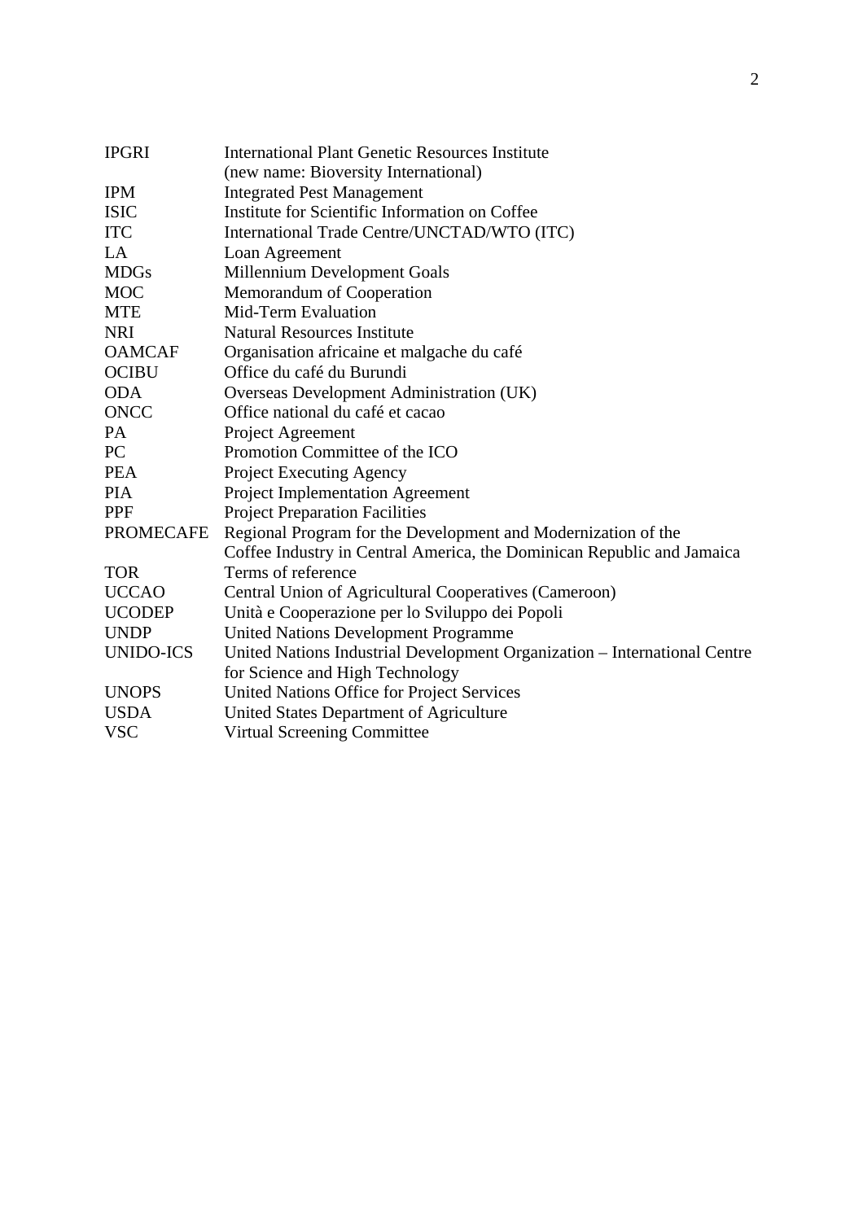| | |
|---|---|
| IPGRI | International Plant Genetic Resources Institute (new name: Bioversity International) |
| IPM | Integrated Pest Management |
| ISIC | Institute for Scientific Information on Coffee |
| ITC | International Trade Centre/UNCTAD/WTO (ITC) |
| LA | Loan Agreement |
| MDGs | Millennium Development Goals |
| MOC | Memorandum of Cooperation |
| MTE | Mid-Term Evaluation |
| NRI | Natural Resources Institute |
| OAMCAF | Organisation africaine et malgache du café |
| OCIBU | Office du café du Burundi |
| ODA | Overseas Development Administration (UK) |
| ONCC | Office national du café et cacao |
| PA | Project Agreement |
| PC | Promotion Committee of the ICO |
| PEA | Project Executing Agency |
| PIA | Project Implementation Agreement |
| PPF | Project Preparation Facilities |
| PROMECAFE | Regional Program for the Development and Modernization of the Coffee Industry in Central America, the Dominican Republic and Jamaica |
| TOR | Terms of reference |
| UCCAO | Central Union of Agricultural Cooperatives (Cameroon) |
| UCODEP | Unità e Cooperazione per lo Sviluppo dei Popoli |
| UNDP | United Nations Development Programme |
| UNIDO-ICS | United Nations Industrial Development Organization – International Centre for Science and High Technology |
| UNOPS | United Nations Office for Project Services |
| USDA | United States Department of Agriculture |
| VSC | Virtual Screening Committee |